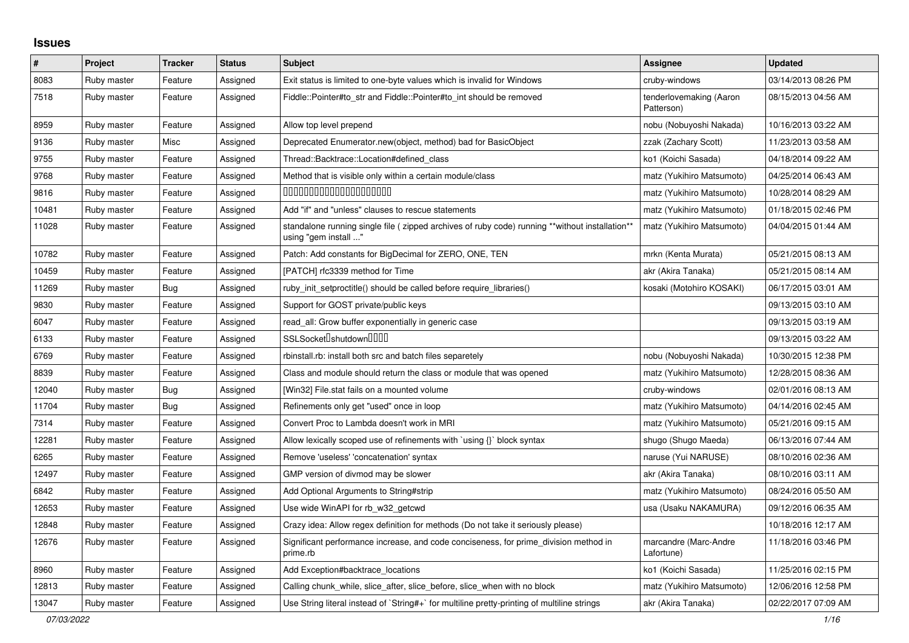## Issues

| # | Project | Tracker | Status | Subject | Assignee | Updated |
|---|---|---|---|---|---|---|
| 8083 | Ruby master | Feature | Assigned | Exit status is limited to one-byte values which is invalid for Windows | cruby-windows | 03/14/2013 08:26 PM |
| 7518 | Ruby master | Feature | Assigned | Fiddle::Pointer#to_str and Fiddle::Pointer#to_int should be removed | tenderlovemaking (Aaron Patterson) | 08/15/2013 04:56 AM |
| 8959 | Ruby master | Feature | Assigned | Allow top level prepend | nobu (Nobuyoshi Nakada) | 10/16/2013 03:22 AM |
| 9136 | Ruby master | Misc | Assigned | Deprecated Enumerator.new(object, method) bad for BasicObject | zzak (Zachary Scott) | 11/23/2013 03:58 AM |
| 9755 | Ruby master | Feature | Assigned | Thread::Backtrace::Location#defined_class | ko1 (Koichi Sasada) | 04/18/2014 09:22 AM |
| 9768 | Ruby master | Feature | Assigned | Method that is visible only within a certain module/class | matz (Yukihiro Matsumoto) | 04/25/2014 06:43 AM |
| 9816 | Ruby master | Feature | Assigned | □□□□□□□□□□□□□□□□□□□□□□ | matz (Yukihiro Matsumoto) | 10/28/2014 08:29 AM |
| 10481 | Ruby master | Feature | Assigned | Add "if" and "unless" clauses to rescue statements | matz (Yukihiro Matsumoto) | 01/18/2015 02:46 PM |
| 11028 | Ruby master | Feature | Assigned | standalone running single file ( zipped archives of ruby code) running **without installation** using "gem install ..." | matz (Yukihiro Matsumoto) | 04/04/2015 01:44 AM |
| 10782 | Ruby master | Feature | Assigned | Patch: Add constants for BigDecimal for ZERO, ONE, TEN | mrkn (Kenta Murata) | 05/21/2015 08:13 AM |
| 10459 | Ruby master | Feature | Assigned | [PATCH] rfc3339 method for Time | akr (Akira Tanaka) | 05/21/2015 08:14 AM |
| 11269 | Ruby master | Bug | Assigned | ruby_init_setproctitle() should be called before require_libraries() | kosaki (Motohiro KOSAKI) | 06/17/2015 03:01 AM |
| 9830 | Ruby master | Feature | Assigned | Support for GOST private/public keys | | 09/13/2015 03:10 AM |
| 6047 | Ruby master | Feature | Assigned | read_all: Grow buffer exponentially in generic case | | 09/13/2015 03:19 AM |
| 6133 | Ruby master | Feature | Assigned | SSLSocket□shutdown□□□□ | | 09/13/2015 03:22 AM |
| 6769 | Ruby master | Feature | Assigned | rbinstall.rb: install both src and batch files separetely | nobu (Nobuyoshi Nakada) | 10/30/2015 12:38 PM |
| 8839 | Ruby master | Feature | Assigned | Class and module should return the class or module that was opened | matz (Yukihiro Matsumoto) | 12/28/2015 08:36 AM |
| 12040 | Ruby master | Bug | Assigned | [Win32] File.stat fails on a mounted volume | cruby-windows | 02/01/2016 08:13 AM |
| 11704 | Ruby master | Bug | Assigned | Refinements only get "used" once in loop | matz (Yukihiro Matsumoto) | 04/14/2016 02:45 AM |
| 7314 | Ruby master | Feature | Assigned | Convert Proc to Lambda doesn't work in MRI | matz (Yukihiro Matsumoto) | 05/21/2016 09:15 AM |
| 12281 | Ruby master | Feature | Assigned | Allow lexically scoped use of refinements with `using {}` block syntax | shugo (Shugo Maeda) | 06/13/2016 07:44 AM |
| 6265 | Ruby master | Feature | Assigned | Remove 'useless' 'concatenation' syntax | naruse (Yui NARUSE) | 08/10/2016 02:36 AM |
| 12497 | Ruby master | Feature | Assigned | GMP version of divmod may be slower | akr (Akira Tanaka) | 08/10/2016 03:11 AM |
| 6842 | Ruby master | Feature | Assigned | Add Optional Arguments to String#strip | matz (Yukihiro Matsumoto) | 08/24/2016 05:50 AM |
| 12653 | Ruby master | Feature | Assigned | Use wide WinAPI for rb_w32_getcwd | usa (Usaku NAKAMURA) | 09/12/2016 06:35 AM |
| 12848 | Ruby master | Feature | Assigned | Crazy idea: Allow regex definition for methods (Do not take it seriously please) | | 10/18/2016 12:17 AM |
| 12676 | Ruby master | Feature | Assigned | Significant performance increase, and code conciseness, for prime_division method in prime.rb | marcandre (Marc-Andre Lafortune) | 11/18/2016 03:46 PM |
| 8960 | Ruby master | Feature | Assigned | Add Exception#backtrace_locations | ko1 (Koichi Sasada) | 11/25/2016 02:15 PM |
| 12813 | Ruby master | Feature | Assigned | Calling chunk_while, slice_after, slice_before, slice_when with no block | matz (Yukihiro Matsumoto) | 12/06/2016 12:58 PM |
| 13047 | Ruby master | Feature | Assigned | Use String literal instead of `String#+` for multiline pretty-printing of multiline strings | akr (Akira Tanaka) | 02/22/2017 07:09 AM |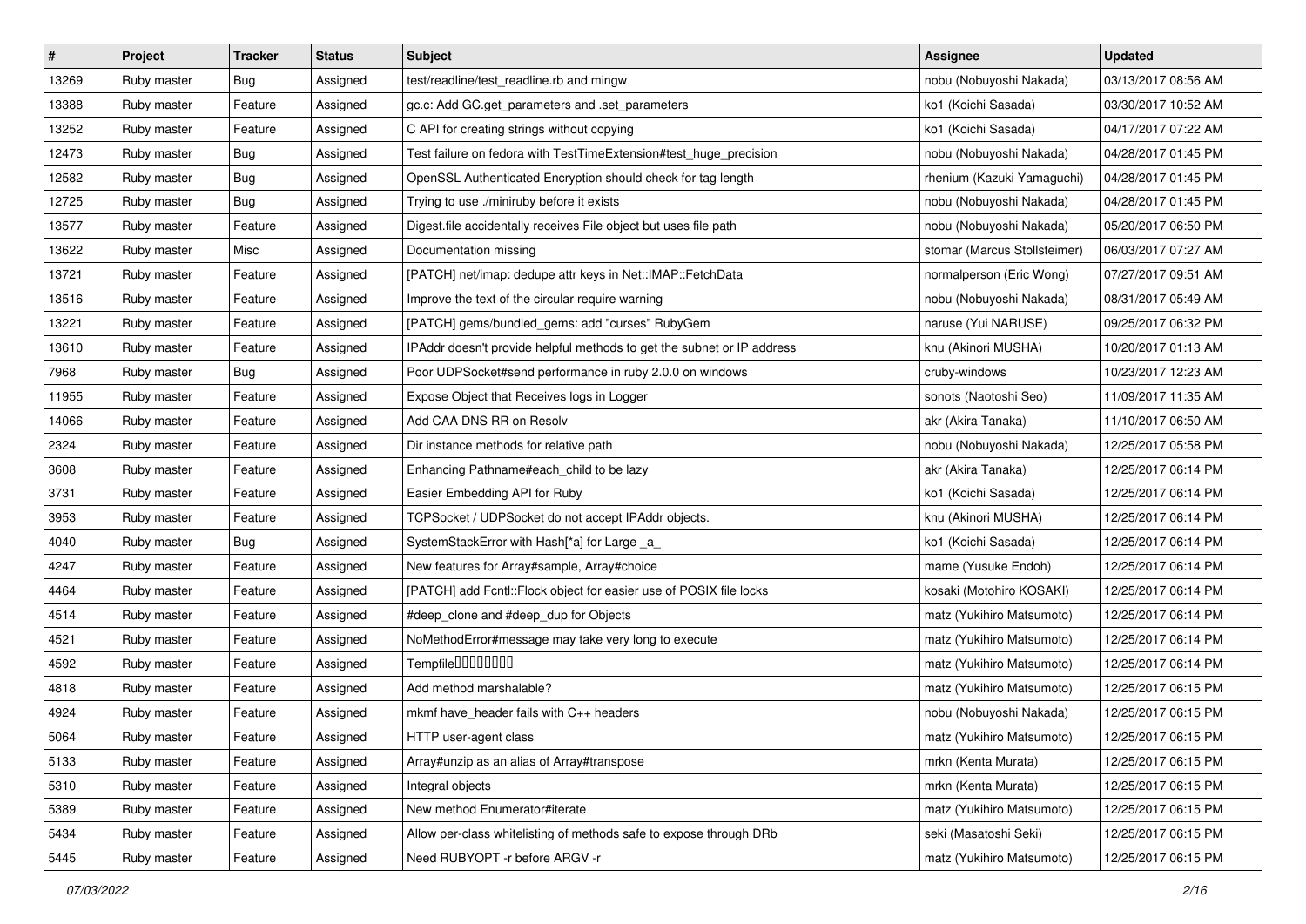| # | Project | Tracker | Status | Subject | Assignee | Updated |
|---|---|---|---|---|---|---|
| 13269 | Ruby master | Bug | Assigned | test/readline/test_readline.rb and mingw | nobu (Nobuyoshi Nakada) | 03/13/2017 08:56 AM |
| 13388 | Ruby master | Feature | Assigned | gc.c: Add GC.get_parameters and .set_parameters | ko1 (Koichi Sasada) | 03/30/2017 10:52 AM |
| 13252 | Ruby master | Feature | Assigned | C API for creating strings without copying | ko1 (Koichi Sasada) | 04/17/2017 07:22 AM |
| 12473 | Ruby master | Bug | Assigned | Test failure on fedora with TestTimeExtension#test_huge_precision | nobu (Nobuyoshi Nakada) | 04/28/2017 01:45 PM |
| 12582 | Ruby master | Bug | Assigned | OpenSSL Authenticated Encryption should check for tag length | rhenium (Kazuki Yamaguchi) | 04/28/2017 01:45 PM |
| 12725 | Ruby master | Bug | Assigned | Trying to use ./miniruby before it exists | nobu (Nobuyoshi Nakada) | 04/28/2017 01:45 PM |
| 13577 | Ruby master | Feature | Assigned | Digest.file accidentally receives File object but uses file path | nobu (Nobuyoshi Nakada) | 05/20/2017 06:50 PM |
| 13622 | Ruby master | Misc | Assigned | Documentation missing | stomar (Marcus Stollsteimer) | 06/03/2017 07:27 AM |
| 13721 | Ruby master | Feature | Assigned | [PATCH] net/imap: dedupe attr keys in Net::IMAP::FetchData | normalperson (Eric Wong) | 07/27/2017 09:51 AM |
| 13516 | Ruby master | Feature | Assigned | Improve the text of the circular require warning | nobu (Nobuyoshi Nakada) | 08/31/2017 05:49 AM |
| 13221 | Ruby master | Feature | Assigned | [PATCH] gems/bundled_gems: add "curses" RubyGem | naruse (Yui NARUSE) | 09/25/2017 06:32 PM |
| 13610 | Ruby master | Feature | Assigned | IPAddr doesn't provide helpful methods to get the subnet or IP address | knu (Akinori MUSHA) | 10/20/2017 01:13 AM |
| 7968 | Ruby master | Bug | Assigned | Poor UDPSocket#send performance in ruby 2.0.0 on windows | cruby-windows | 10/23/2017 12:23 AM |
| 11955 | Ruby master | Feature | Assigned | Expose Object that Receives logs in Logger | sonots (Naotoshi Seo) | 11/09/2017 11:35 AM |
| 14066 | Ruby master | Feature | Assigned | Add CAA DNS RR on Resolv | akr (Akira Tanaka) | 11/10/2017 06:50 AM |
| 2324 | Ruby master | Feature | Assigned | Dir instance methods for relative path | nobu (Nobuyoshi Nakada) | 12/25/2017 05:58 PM |
| 3608 | Ruby master | Feature | Assigned | Enhancing Pathname#each_child to be lazy | akr (Akira Tanaka) | 12/25/2017 06:14 PM |
| 3731 | Ruby master | Feature | Assigned | Easier Embedding API for Ruby | ko1 (Koichi Sasada) | 12/25/2017 06:14 PM |
| 3953 | Ruby master | Feature | Assigned | TCPSocket / UDPSocket do not accept IPAddr objects. | knu (Akinori MUSHA) | 12/25/2017 06:14 PM |
| 4040 | Ruby master | Bug | Assigned | SystemStackError with Hash[*a] for Large _a_ | ko1 (Koichi Sasada) | 12/25/2017 06:14 PM |
| 4247 | Ruby master | Feature | Assigned | New features for Array#sample, Array#choice | mame (Yusuke Endoh) | 12/25/2017 06:14 PM |
| 4464 | Ruby master | Feature | Assigned | [PATCH] add Fcntl::Flock object for easier use of POSIX file locks | kosaki (Motohiro KOSAKI) | 12/25/2017 06:14 PM |
| 4514 | Ruby master | Feature | Assigned | #deep_clone and #deep_dup for Objects | matz (Yukihiro Matsumoto) | 12/25/2017 06:14 PM |
| 4521 | Ruby master | Feature | Assigned | NoMethodError#message may take very long to execute | matz (Yukihiro Matsumoto) | 12/25/2017 06:14 PM |
| 4592 | Ruby master | Feature | Assigned | Tempfile□□□□□□□□ | matz (Yukihiro Matsumoto) | 12/25/2017 06:14 PM |
| 4818 | Ruby master | Feature | Assigned | Add method marshalable? | matz (Yukihiro Matsumoto) | 12/25/2017 06:15 PM |
| 4924 | Ruby master | Feature | Assigned | mkmf have_header fails with C++ headers | nobu (Nobuyoshi Nakada) | 12/25/2017 06:15 PM |
| 5064 | Ruby master | Feature | Assigned | HTTP user-agent class | matz (Yukihiro Matsumoto) | 12/25/2017 06:15 PM |
| 5133 | Ruby master | Feature | Assigned | Array#unzip as an alias of Array#transpose | mrkn (Kenta Murata) | 12/25/2017 06:15 PM |
| 5310 | Ruby master | Feature | Assigned | Integral objects | mrkn (Kenta Murata) | 12/25/2017 06:15 PM |
| 5389 | Ruby master | Feature | Assigned | New method Enumerator#iterate | matz (Yukihiro Matsumoto) | 12/25/2017 06:15 PM |
| 5434 | Ruby master | Feature | Assigned | Allow per-class whitelisting of methods safe to expose through DRb | seki (Masatoshi Seki) | 12/25/2017 06:15 PM |
| 5445 | Ruby master | Feature | Assigned | Need RUBYOPT -r before ARGV -r | matz (Yukihiro Matsumoto) | 12/25/2017 06:15 PM |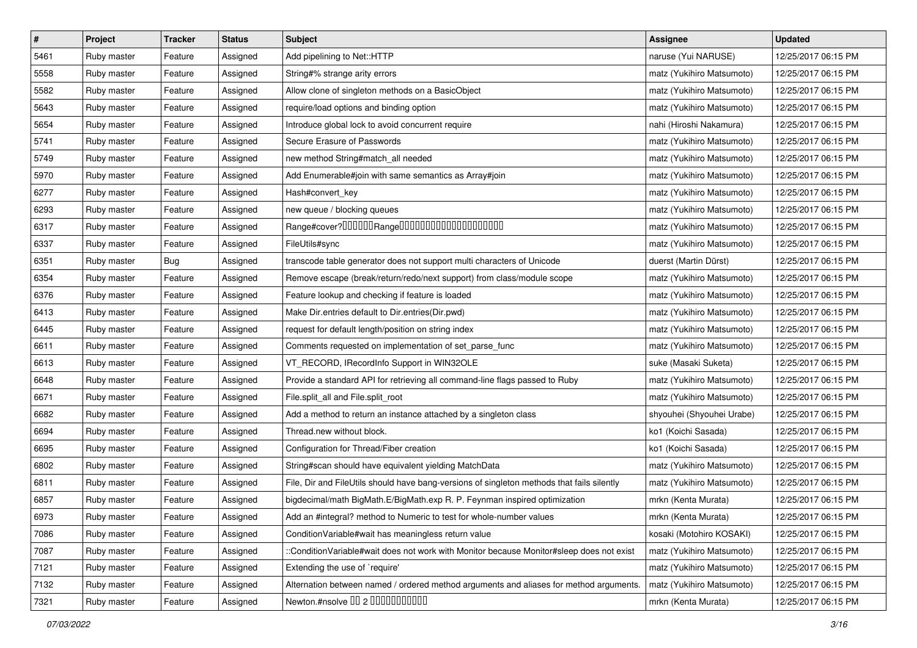| # | Project | Tracker | Status | Subject | Assignee | Updated |
|---|---|---|---|---|---|---|
| 5461 | Ruby master | Feature | Assigned | Add pipelining to Net::HTTP | naruse (Yui NARUSE) | 12/25/2017 06:15 PM |
| 5558 | Ruby master | Feature | Assigned | String#% strange arity errors | matz (Yukihiro Matsumoto) | 12/25/2017 06:15 PM |
| 5582 | Ruby master | Feature | Assigned | Allow clone of singleton methods on a BasicObject | matz (Yukihiro Matsumoto) | 12/25/2017 06:15 PM |
| 5643 | Ruby master | Feature | Assigned | require/load options and binding option | matz (Yukihiro Matsumoto) | 12/25/2017 06:15 PM |
| 5654 | Ruby master | Feature | Assigned | Introduce global lock to avoid concurrent require | nahi (Hiroshi Nakamura) | 12/25/2017 06:15 PM |
| 5741 | Ruby master | Feature | Assigned | Secure Erasure of Passwords | matz (Yukihiro Matsumoto) | 12/25/2017 06:15 PM |
| 5749 | Ruby master | Feature | Assigned | new method String#match_all needed | matz (Yukihiro Matsumoto) | 12/25/2017 06:15 PM |
| 5970 | Ruby master | Feature | Assigned | Add Enumerable#join with same semantics as Array#join | matz (Yukihiro Matsumoto) | 12/25/2017 06:15 PM |
| 6277 | Ruby master | Feature | Assigned | Hash#convert_key | matz (Yukihiro Matsumoto) | 12/25/2017 06:15 PM |
| 6293 | Ruby master | Feature | Assigned | new queue / blocking queues | matz (Yukihiro Matsumoto) | 12/25/2017 06:15 PM |
| 6317 | Ruby master | Feature | Assigned | Range#cover?□□□□□□Range□□□□□□□□□□□□□□□□□□□□ | matz (Yukihiro Matsumoto) | 12/25/2017 06:15 PM |
| 6337 | Ruby master | Feature | Assigned | FileUtils#sync | matz (Yukihiro Matsumoto) | 12/25/2017 06:15 PM |
| 6351 | Ruby master | Bug | Assigned | transcode table generator does not support multi characters of Unicode | duerst (Martin Dürst) | 12/25/2017 06:15 PM |
| 6354 | Ruby master | Feature | Assigned | Remove escape (break/return/redo/next support) from class/module scope | matz (Yukihiro Matsumoto) | 12/25/2017 06:15 PM |
| 6376 | Ruby master | Feature | Assigned | Feature lookup and checking if feature is loaded | matz (Yukihiro Matsumoto) | 12/25/2017 06:15 PM |
| 6413 | Ruby master | Feature | Assigned | Make Dir.entries default to Dir.entries(Dir.pwd) | matz (Yukihiro Matsumoto) | 12/25/2017 06:15 PM |
| 6445 | Ruby master | Feature | Assigned | request for default length/position on string index | matz (Yukihiro Matsumoto) | 12/25/2017 06:15 PM |
| 6611 | Ruby master | Feature | Assigned | Comments requested on implementation of set_parse_func | matz (Yukihiro Matsumoto) | 12/25/2017 06:15 PM |
| 6613 | Ruby master | Feature | Assigned | VT_RECORD, IRecordInfo Support in WIN32OLE | suke (Masaki Suketa) | 12/25/2017 06:15 PM |
| 6648 | Ruby master | Feature | Assigned | Provide a standard API for retrieving all command-line flags passed to Ruby | matz (Yukihiro Matsumoto) | 12/25/2017 06:15 PM |
| 6671 | Ruby master | Feature | Assigned | File.split_all and File.split_root | matz (Yukihiro Matsumoto) | 12/25/2017 06:15 PM |
| 6682 | Ruby master | Feature | Assigned | Add a method to return an instance attached by a singleton class | shyouhei (Shyouhei Urabe) | 12/25/2017 06:15 PM |
| 6694 | Ruby master | Feature | Assigned | Thread.new without block. | ko1 (Koichi Sasada) | 12/25/2017 06:15 PM |
| 6695 | Ruby master | Feature | Assigned | Configuration for Thread/Fiber creation | ko1 (Koichi Sasada) | 12/25/2017 06:15 PM |
| 6802 | Ruby master | Feature | Assigned | String#scan should have equivalent yielding MatchData | matz (Yukihiro Matsumoto) | 12/25/2017 06:15 PM |
| 6811 | Ruby master | Feature | Assigned | File, Dir and FileUtils should have bang-versions of singleton methods that fails silently | matz (Yukihiro Matsumoto) | 12/25/2017 06:15 PM |
| 6857 | Ruby master | Feature | Assigned | bigdecimal/math BigMath.E/BigMath.exp R. P. Feynman inspired optimization | mrkn (Kenta Murata) | 12/25/2017 06:15 PM |
| 6973 | Ruby master | Feature | Assigned | Add an #integral? method to Numeric to test for whole-number values | mrkn (Kenta Murata) | 12/25/2017 06:15 PM |
| 7086 | Ruby master | Feature | Assigned | ConditionVariable#wait has meaningless return value | kosaki (Motohiro KOSAKI) | 12/25/2017 06:15 PM |
| 7087 | Ruby master | Feature | Assigned | ::ConditionVariable#wait does not work with Monitor because Monitor#sleep does not exist | matz (Yukihiro Matsumoto) | 12/25/2017 06:15 PM |
| 7121 | Ruby master | Feature | Assigned | Extending the use of `require' | matz (Yukihiro Matsumoto) | 12/25/2017 06:15 PM |
| 7132 | Ruby master | Feature | Assigned | Alternation between named / ordered method arguments and aliases for method arguments. | matz (Yukihiro Matsumoto) | 12/25/2017 06:15 PM |
| 7321 | Ruby master | Feature | Assigned | Newton.#nsolve □□ 2 □□□□□□□□□□□ | mrkn (Kenta Murata) | 12/25/2017 06:15 PM |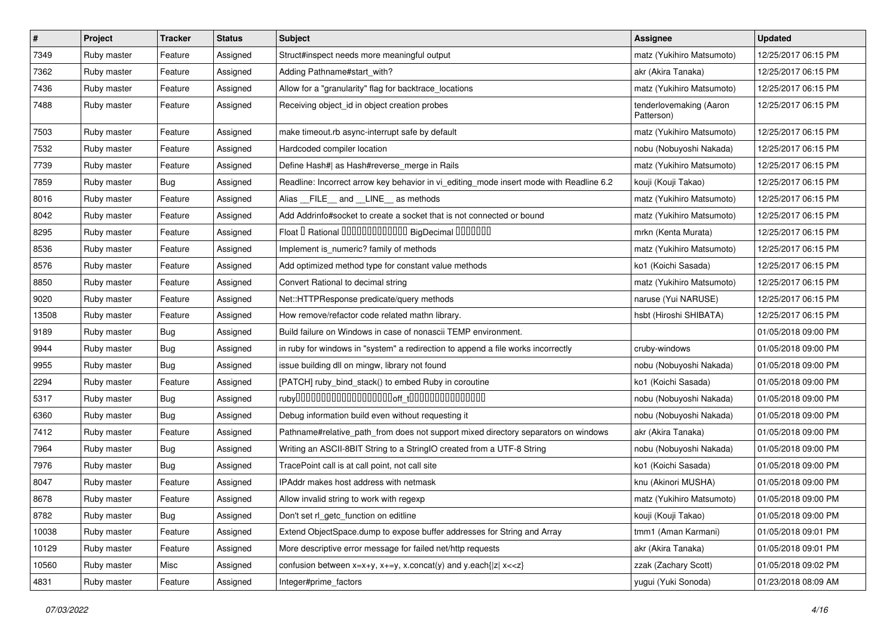| # | Project | Tracker | Status | Subject | Assignee | Updated |
|---|---|---|---|---|---|---|
| 7349 | Ruby master | Feature | Assigned | Struct#inspect needs more meaningful output | matz (Yukihiro Matsumoto) | 12/25/2017 06:15 PM |
| 7362 | Ruby master | Feature | Assigned | Adding Pathname#start_with? | akr (Akira Tanaka) | 12/25/2017 06:15 PM |
| 7436 | Ruby master | Feature | Assigned | Allow for a "granularity" flag for backtrace_locations | matz (Yukihiro Matsumoto) | 12/25/2017 06:15 PM |
| 7488 | Ruby master | Feature | Assigned | Receiving object_id in object creation probes | tenderlovemaking (Aaron Patterson) | 12/25/2017 06:15 PM |
| 7503 | Ruby master | Feature | Assigned | make timeout.rb async-interrupt safe by default | matz (Yukihiro Matsumoto) | 12/25/2017 06:15 PM |
| 7532 | Ruby master | Feature | Assigned | Hardcoded compiler location | nobu (Nobuyoshi Nakada) | 12/25/2017 06:15 PM |
| 7739 | Ruby master | Feature | Assigned | Define Hash#\| as Hash#reverse_merge in Rails | matz (Yukihiro Matsumoto) | 12/25/2017 06:15 PM |
| 7859 | Ruby master | Bug | Assigned | Readline: Incorrect arrow key behavior in vi_editing_mode insert mode with Readline 6.2 | kouji (Kouji Takao) | 12/25/2017 06:15 PM |
| 8016 | Ruby master | Feature | Assigned | Alias __FILE__ and __LINE__ as methods | matz (Yukihiro Matsumoto) | 12/25/2017 06:15 PM |
| 8042 | Ruby master | Feature | Assigned | Add Addrinfo#socket to create a socket that is not connected or bound | matz (Yukihiro Matsumoto) | 12/25/2017 06:15 PM |
| 8295 | Ruby master | Feature | Assigned | Float Ⅱ Rational ⅡⅡⅡⅡⅡⅡⅡⅡⅡⅡⅡⅡⅡ BigDecimal ⅡⅡⅡⅡⅡⅡⅡ | mrkn (Kenta Murata) | 12/25/2017 06:15 PM |
| 8536 | Ruby master | Feature | Assigned | Implement is_numeric? family of methods | matz (Yukihiro Matsumoto) | 12/25/2017 06:15 PM |
| 8576 | Ruby master | Feature | Assigned | Add optimized method type for constant value methods | ko1 (Koichi Sasada) | 12/25/2017 06:15 PM |
| 8850 | Ruby master | Feature | Assigned | Convert Rational to decimal string | matz (Yukihiro Matsumoto) | 12/25/2017 06:15 PM |
| 9020 | Ruby master | Feature | Assigned | Net::HTTPResponse predicate/query methods | naruse (Yui NARUSE) | 12/25/2017 06:15 PM |
| 13508 | Ruby master | Feature | Assigned | How remove/refactor code related mathn library. | hsbt (Hiroshi SHIBATA) | 12/25/2017 06:15 PM |
| 9189 | Ruby master | Bug | Assigned | Build failure on Windows in case of nonascii TEMP environment. | | 01/05/2018 09:00 PM |
| 9944 | Ruby master | Bug | Assigned | in ruby for windows in "system" a redirection to append a file works incorrectly | cruby-windows | 01/05/2018 09:00 PM |
| 9955 | Ruby master | Bug | Assigned | issue building dll on mingw, library not found | nobu (Nobuyoshi Nakada) | 01/05/2018 09:00 PM |
| 2294 | Ruby master | Feature | Assigned | [PATCH] ruby_bind_stack() to embed Ruby in coroutine | ko1 (Koichi Sasada) | 01/05/2018 09:00 PM |
| 5317 | Ruby master | Bug | Assigned | rubyⅡⅡⅡⅡⅡⅡⅡⅡⅡⅡⅡⅡⅡⅡⅡⅡⅡⅡⅡⅡoff_tⅡⅡⅡⅡⅡⅡⅡⅡⅡⅡⅡⅡⅡⅡⅡ | nobu (Nobuyoshi Nakada) | 01/05/2018 09:00 PM |
| 6360 | Ruby master | Bug | Assigned | Debug information build even without requesting it | nobu (Nobuyoshi Nakada) | 01/05/2018 09:00 PM |
| 7412 | Ruby master | Feature | Assigned | Pathname#relative_path_from does not support mixed directory separators on windows | akr (Akira Tanaka) | 01/05/2018 09:00 PM |
| 7964 | Ruby master | Bug | Assigned | Writing an ASCII-8BIT String to a StringIO created from a UTF-8 String | nobu (Nobuyoshi Nakada) | 01/05/2018 09:00 PM |
| 7976 | Ruby master | Bug | Assigned | TracePoint call is at call point, not call site | ko1 (Koichi Sasada) | 01/05/2018 09:00 PM |
| 8047 | Ruby master | Feature | Assigned | IPAddr makes host address with netmask | knu (Akinori MUSHA) | 01/05/2018 09:00 PM |
| 8678 | Ruby master | Feature | Assigned | Allow invalid string to work with regexp | matz (Yukihiro Matsumoto) | 01/05/2018 09:00 PM |
| 8782 | Ruby master | Bug | Assigned | Don't set rl_getc_function on editline | kouji (Kouji Takao) | 01/05/2018 09:00 PM |
| 10038 | Ruby master | Feature | Assigned | Extend ObjectSpace.dump to expose buffer addresses for String and Array | tmm1 (Aman Karmani) | 01/05/2018 09:01 PM |
| 10129 | Ruby master | Feature | Assigned | More descriptive error message for failed net/http requests | akr (Akira Tanaka) | 01/05/2018 09:01 PM |
| 10560 | Ruby master | Misc | Assigned | confusion between x=x+y, x+=y, x.concat(y) and y.each{\|z\| x<<z} | zzak (Zachary Scott) | 01/05/2018 09:02 PM |
| 4831 | Ruby master | Feature | Assigned | Integer#prime_factors | yugui (Yuki Sonoda) | 01/23/2018 08:09 AM |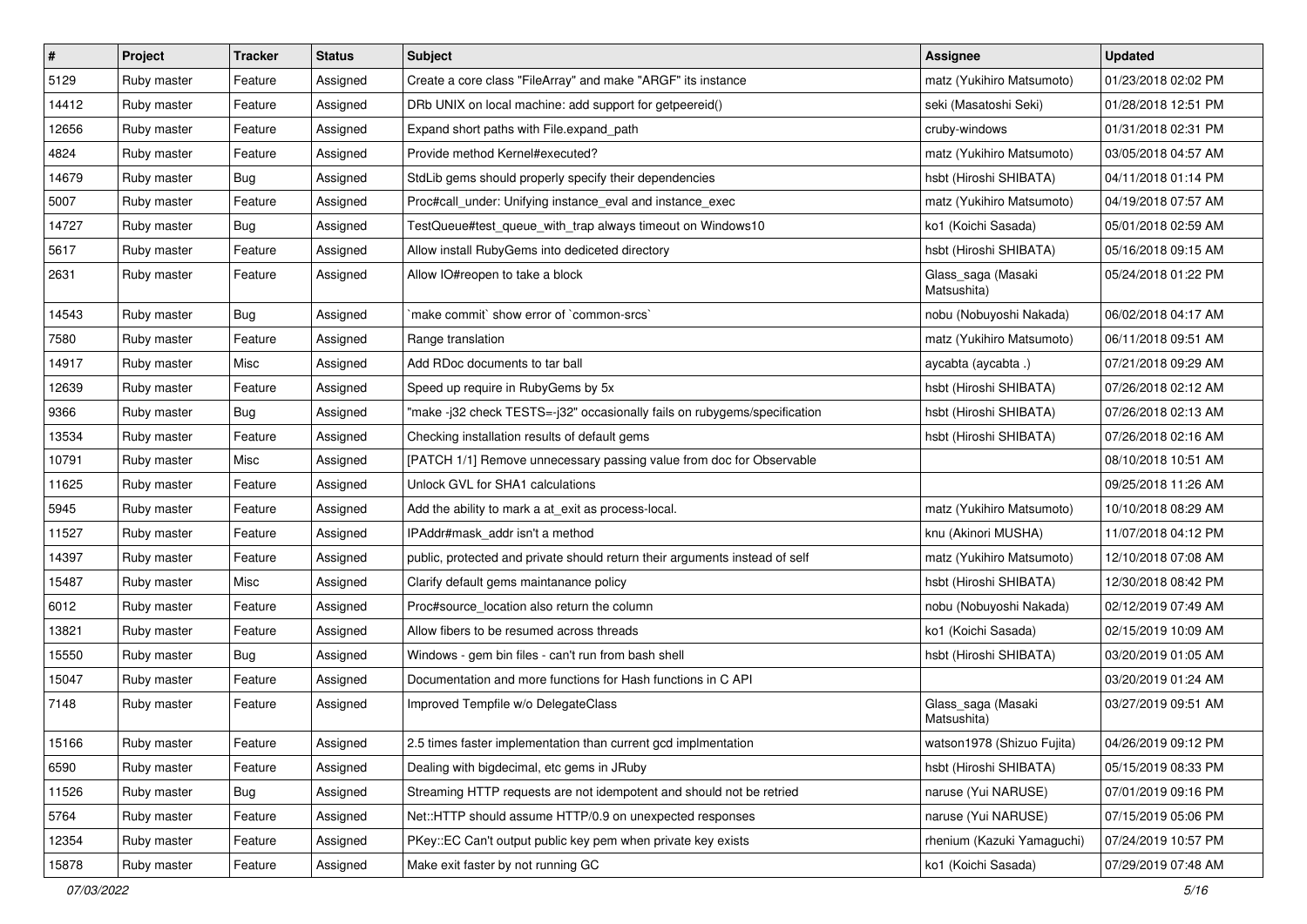| # | Project | Tracker | Status | Subject | Assignee | Updated |
|---|---|---|---|---|---|---|
| 5129 | Ruby master | Feature | Assigned | Create a core class "FileArray" and make "ARGF" its instance | matz (Yukihiro Matsumoto) | 01/23/2018 02:02 PM |
| 14412 | Ruby master | Feature | Assigned | DRb UNIX on local machine: add support for getpeereid() | seki (Masatoshi Seki) | 01/28/2018 12:51 PM |
| 12656 | Ruby master | Feature | Assigned | Expand short paths with File.expand_path | cruby-windows | 01/31/2018 02:31 PM |
| 4824 | Ruby master | Feature | Assigned | Provide method Kernel#executed? | matz (Yukihiro Matsumoto) | 03/05/2018 04:57 AM |
| 14679 | Ruby master | Bug | Assigned | StdLib gems should properly specify their dependencies | hsbt (Hiroshi SHIBATA) | 04/11/2018 01:14 PM |
| 5007 | Ruby master | Feature | Assigned | Proc#call_under: Unifying instance_eval and instance_exec | matz (Yukihiro Matsumoto) | 04/19/2018 07:57 AM |
| 14727 | Ruby master | Bug | Assigned | TestQueue#test_queue_with_trap always timeout on Windows10 | ko1 (Koichi Sasada) | 05/01/2018 02:59 AM |
| 5617 | Ruby master | Feature | Assigned | Allow install RubyGems into dediceted directory | hsbt (Hiroshi SHIBATA) | 05/16/2018 09:15 AM |
| 2631 | Ruby master | Feature | Assigned | Allow IO#reopen to take a block | Glass_saga (Masaki Matsushita) | 05/24/2018 01:22 PM |
| 14543 | Ruby master | Bug | Assigned | `make commit` show error of `common-srcs` | nobu (Nobuyoshi Nakada) | 06/02/2018 04:17 AM |
| 7580 | Ruby master | Feature | Assigned | Range translation | matz (Yukihiro Matsumoto) | 06/11/2018 09:51 AM |
| 14917 | Ruby master | Misc | Assigned | Add RDoc documents to tar ball | aycabta (aycabta .) | 07/21/2018 09:29 AM |
| 12639 | Ruby master | Feature | Assigned | Speed up require in RubyGems by 5x | hsbt (Hiroshi SHIBATA) | 07/26/2018 02:12 AM |
| 9366 | Ruby master | Bug | Assigned | "make -j32 check TESTS=-j32" occasionally fails on rubygems/specification | hsbt (Hiroshi SHIBATA) | 07/26/2018 02:13 AM |
| 13534 | Ruby master | Feature | Assigned | Checking installation results of default gems | hsbt (Hiroshi SHIBATA) | 07/26/2018 02:16 AM |
| 10791 | Ruby master | Misc | Assigned | [PATCH 1/1] Remove unnecessary passing value from doc for Observable | | 08/10/2018 10:51 AM |
| 11625 | Ruby master | Feature | Assigned | Unlock GVL for SHA1 calculations | | 09/25/2018 11:26 AM |
| 5945 | Ruby master | Feature | Assigned | Add the ability to mark a at_exit as process-local. | matz (Yukihiro Matsumoto) | 10/10/2018 08:29 AM |
| 11527 | Ruby master | Feature | Assigned | IPAddr#mask_addr isn't a method | knu (Akinori MUSHA) | 11/07/2018 04:12 PM |
| 14397 | Ruby master | Feature | Assigned | public, protected and private should return their arguments instead of self | matz (Yukihiro Matsumoto) | 12/10/2018 07:08 AM |
| 15487 | Ruby master | Misc | Assigned | Clarify default gems maintanance policy | hsbt (Hiroshi SHIBATA) | 12/30/2018 08:42 PM |
| 6012 | Ruby master | Feature | Assigned | Proc#source_location also return the column | nobu (Nobuyoshi Nakada) | 02/12/2019 07:49 AM |
| 13821 | Ruby master | Feature | Assigned | Allow fibers to be resumed across threads | ko1 (Koichi Sasada) | 02/15/2019 10:09 AM |
| 15550 | Ruby master | Bug | Assigned | Windows - gem bin files - can't run from bash shell | hsbt (Hiroshi SHIBATA) | 03/20/2019 01:05 AM |
| 15047 | Ruby master | Feature | Assigned | Documentation and more functions for Hash functions in C API | | 03/20/2019 01:24 AM |
| 7148 | Ruby master | Feature | Assigned | Improved Tempfile w/o DelegateClass | Glass_saga (Masaki Matsushita) | 03/27/2019 09:51 AM |
| 15166 | Ruby master | Feature | Assigned | 2.5 times faster implementation than current gcd implmentation | watson1978 (Shizuo Fujita) | 04/26/2019 09:12 PM |
| 6590 | Ruby master | Feature | Assigned | Dealing with bigdecimal, etc gems in JRuby | hsbt (Hiroshi SHIBATA) | 05/15/2019 08:33 PM |
| 11526 | Ruby master | Bug | Assigned | Streaming HTTP requests are not idempotent and should not be retried | naruse (Yui NARUSE) | 07/01/2019 09:16 PM |
| 5764 | Ruby master | Feature | Assigned | Net::HTTP should assume HTTP/0.9 on unexpected responses | naruse (Yui NARUSE) | 07/15/2019 05:06 PM |
| 12354 | Ruby master | Feature | Assigned | PKey::EC Can't output public key pem when private key exists | rhenium (Kazuki Yamaguchi) | 07/24/2019 10:57 PM |
| 15878 | Ruby master | Feature | Assigned | Make exit faster by not running GC | ko1 (Koichi Sasada) | 07/29/2019 07:48 AM |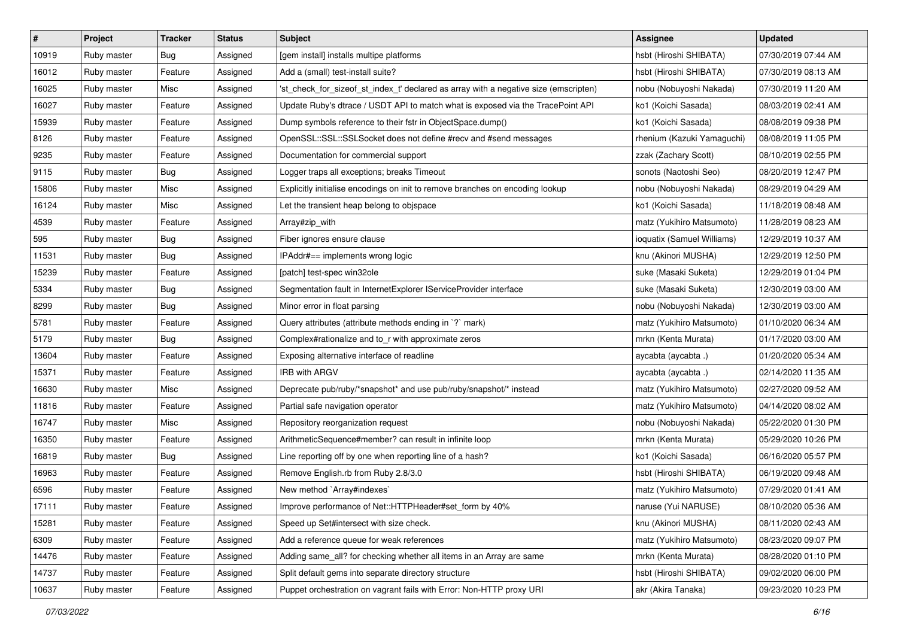| # | Project | Tracker | Status | Subject | Assignee | Updated |
|---|---|---|---|---|---|---|
| 10919 | Ruby master | Bug | Assigned | [gem install] installs multipe platforms | hsbt (Hiroshi SHIBATA) | 07/30/2019 07:44 AM |
| 16012 | Ruby master | Feature | Assigned | Add a (small) test-install suite? | hsbt (Hiroshi SHIBATA) | 07/30/2019 08:13 AM |
| 16025 | Ruby master | Misc | Assigned | 'st_check_for_sizeof_st_index_t' declared as array with a negative size (emscripten) | nobu (Nobuyoshi Nakada) | 07/30/2019 11:20 AM |
| 16027 | Ruby master | Feature | Assigned | Update Ruby's dtrace / USDT API to match what is exposed via the TracePoint API | ko1 (Koichi Sasada) | 08/03/2019 02:41 AM |
| 15939 | Ruby master | Feature | Assigned | Dump symbols reference to their fstr in ObjectSpace.dump() | ko1 (Koichi Sasada) | 08/08/2019 09:38 PM |
| 8126 | Ruby master | Feature | Assigned | OpenSSL::SSL::SSLSocket does not define #recv and #send messages | rhenium (Kazuki Yamaguchi) | 08/08/2019 11:05 PM |
| 9235 | Ruby master | Feature | Assigned | Documentation for commercial support | zzak (Zachary Scott) | 08/10/2019 02:55 PM |
| 9115 | Ruby master | Bug | Assigned | Logger traps all exceptions; breaks Timeout | sonots (Naotoshi Seo) | 08/20/2019 12:47 PM |
| 15806 | Ruby master | Misc | Assigned | Explicitly initialise encodings on init to remove branches on encoding lookup | nobu (Nobuyoshi Nakada) | 08/29/2019 04:29 AM |
| 16124 | Ruby master | Misc | Assigned | Let the transient heap belong to objspace | ko1 (Koichi Sasada) | 11/18/2019 08:48 AM |
| 4539 | Ruby master | Feature | Assigned | Array#zip_with | matz (Yukihiro Matsumoto) | 11/28/2019 08:23 AM |
| 595 | Ruby master | Bug | Assigned | Fiber ignores ensure clause | ioquatix (Samuel Williams) | 12/29/2019 10:37 AM |
| 11531 | Ruby master | Bug | Assigned | IPAddr#== implements wrong logic | knu (Akinori MUSHA) | 12/29/2019 12:50 PM |
| 15239 | Ruby master | Feature | Assigned | [patch] test-spec win32ole | suke (Masaki Suketa) | 12/29/2019 01:04 PM |
| 5334 | Ruby master | Bug | Assigned | Segmentation fault in InternetExplorer IServiceProvider interface | suke (Masaki Suketa) | 12/30/2019 03:00 AM |
| 8299 | Ruby master | Bug | Assigned | Minor error in float parsing | nobu (Nobuyoshi Nakada) | 12/30/2019 03:00 AM |
| 5781 | Ruby master | Feature | Assigned | Query attributes (attribute methods ending in `?` mark) | matz (Yukihiro Matsumoto) | 01/10/2020 06:34 AM |
| 5179 | Ruby master | Bug | Assigned | Complex#rationalize and to_r with approximate zeros | mrkn (Kenta Murata) | 01/17/2020 03:00 AM |
| 13604 | Ruby master | Feature | Assigned | Exposing alternative interface of readline | aycabta (aycabta .) | 01/20/2020 05:34 AM |
| 15371 | Ruby master | Feature | Assigned | IRB with ARGV | aycabta (aycabta .) | 02/14/2020 11:35 AM |
| 16630 | Ruby master | Misc | Assigned | Deprecate pub/ruby/*snapshot* and use pub/ruby/snapshot/* instead | matz (Yukihiro Matsumoto) | 02/27/2020 09:52 AM |
| 11816 | Ruby master | Feature | Assigned | Partial safe navigation operator | matz (Yukihiro Matsumoto) | 04/14/2020 08:02 AM |
| 16747 | Ruby master | Misc | Assigned | Repository reorganization request | nobu (Nobuyoshi Nakada) | 05/22/2020 01:30 PM |
| 16350 | Ruby master | Feature | Assigned | ArithmeticSequence#member? can result in infinite loop | mrkn (Kenta Murata) | 05/29/2020 10:26 PM |
| 16819 | Ruby master | Bug | Assigned | Line reporting off by one when reporting line of a hash? | ko1 (Koichi Sasada) | 06/16/2020 05:57 PM |
| 16963 | Ruby master | Feature | Assigned | Remove English.rb from Ruby 2.8/3.0 | hsbt (Hiroshi SHIBATA) | 06/19/2020 09:48 AM |
| 6596 | Ruby master | Feature | Assigned | New method `Array#indexes` | matz (Yukihiro Matsumoto) | 07/29/2020 01:41 AM |
| 17111 | Ruby master | Feature | Assigned | Improve performance of Net::HTTPHeader#set_form by 40% | naruse (Yui NARUSE) | 08/10/2020 05:36 AM |
| 15281 | Ruby master | Feature | Assigned | Speed up Set#intersect with size check. | knu (Akinori MUSHA) | 08/11/2020 02:43 AM |
| 6309 | Ruby master | Feature | Assigned | Add a reference queue for weak references | matz (Yukihiro Matsumoto) | 08/23/2020 09:07 PM |
| 14476 | Ruby master | Feature | Assigned | Adding same_all? for checking whether all items in an Array are same | mrkn (Kenta Murata) | 08/28/2020 01:10 PM |
| 14737 | Ruby master | Feature | Assigned | Split default gems into separate directory structure | hsbt (Hiroshi SHIBATA) | 09/02/2020 06:00 PM |
| 10637 | Ruby master | Feature | Assigned | Puppet orchestration on vagrant fails with Error: Non-HTTP proxy URI | akr (Akira Tanaka) | 09/23/2020 10:23 PM |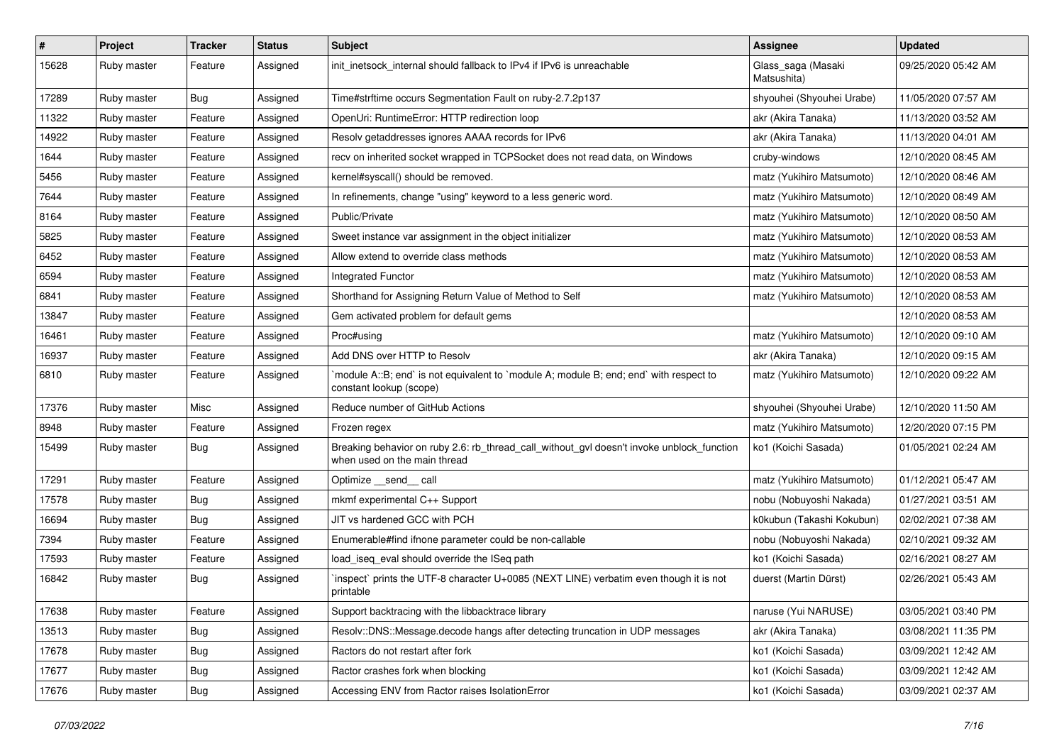| # | Project | Tracker | Status | Subject | Assignee | Updated |
|---|---|---|---|---|---|---|
| 15628 | Ruby master | Feature | Assigned | init_inetsock_internal should fallback to IPv4 if IPv6 is unreachable | Glass_saga (Masaki Matsushita) | 09/25/2020 05:42 AM |
| 17289 | Ruby master | Bug | Assigned | Time#strftime occurs Segmentation Fault on ruby-2.7.2p137 | shyouhei (Shyouhei Urabe) | 11/05/2020 07:57 AM |
| 11322 | Ruby master | Feature | Assigned | OpenUri: RuntimeError: HTTP redirection loop | akr (Akira Tanaka) | 11/13/2020 03:52 AM |
| 14922 | Ruby master | Feature | Assigned | Resolv getaddresses ignores AAAA records for IPv6 | akr (Akira Tanaka) | 11/13/2020 04:01 AM |
| 1644 | Ruby master | Feature | Assigned | recv on inherited socket wrapped in TCPSocket does not read data, on Windows | cruby-windows | 12/10/2020 08:45 AM |
| 5456 | Ruby master | Feature | Assigned | kernel#syscall() should be removed. | matz (Yukihiro Matsumoto) | 12/10/2020 08:46 AM |
| 7644 | Ruby master | Feature | Assigned | In refinements, change "using" keyword to a less generic word. | matz (Yukihiro Matsumoto) | 12/10/2020 08:49 AM |
| 8164 | Ruby master | Feature | Assigned | Public/Private | matz (Yukihiro Matsumoto) | 12/10/2020 08:50 AM |
| 5825 | Ruby master | Feature | Assigned | Sweet instance var assignment in the object initializer | matz (Yukihiro Matsumoto) | 12/10/2020 08:53 AM |
| 6452 | Ruby master | Feature | Assigned | Allow extend to override class methods | matz (Yukihiro Matsumoto) | 12/10/2020 08:53 AM |
| 6594 | Ruby master | Feature | Assigned | Integrated Functor | matz (Yukihiro Matsumoto) | 12/10/2020 08:53 AM |
| 6841 | Ruby master | Feature | Assigned | Shorthand for Assigning Return Value of Method to Self | matz (Yukihiro Matsumoto) | 12/10/2020 08:53 AM |
| 13847 | Ruby master | Feature | Assigned | Gem activated problem for default gems | | 12/10/2020 08:53 AM |
| 16461 | Ruby master | Feature | Assigned | Proc#using | matz (Yukihiro Matsumoto) | 12/10/2020 09:10 AM |
| 16937 | Ruby master | Feature | Assigned | Add DNS over HTTP to Resolv | akr (Akira Tanaka) | 12/10/2020 09:15 AM |
| 6810 | Ruby master | Feature | Assigned | `module A::B; end` is not equivalent to `module A; module B; end; end` with respect to constant lookup (scope) | matz (Yukihiro Matsumoto) | 12/10/2020 09:22 AM |
| 17376 | Ruby master | Misc | Assigned | Reduce number of GitHub Actions | shyouhei (Shyouhei Urabe) | 12/10/2020 11:50 AM |
| 8948 | Ruby master | Feature | Assigned | Frozen regex | matz (Yukihiro Matsumoto) | 12/20/2020 07:15 PM |
| 15499 | Ruby master | Bug | Assigned | Breaking behavior on ruby 2.6: rb_thread_call_without_gvl doesn't invoke unblock_function when used on the main thread | ko1 (Koichi Sasada) | 01/05/2021 02:24 AM |
| 17291 | Ruby master | Feature | Assigned | Optimize __send__ call | matz (Yukihiro Matsumoto) | 01/12/2021 05:47 AM |
| 17578 | Ruby master | Bug | Assigned | mkmf experimental C++ Support | nobu (Nobuyoshi Nakada) | 01/27/2021 03:51 AM |
| 16694 | Ruby master | Bug | Assigned | JIT vs hardened GCC with PCH | k0kubun (Takashi Kokubun) | 02/02/2021 07:38 AM |
| 7394 | Ruby master | Feature | Assigned | Enumerable#find ifnone parameter could be non-callable | nobu (Nobuyoshi Nakada) | 02/10/2021 09:32 AM |
| 17593 | Ruby master | Feature | Assigned | load_iseq_eval should override the ISeq path | ko1 (Koichi Sasada) | 02/16/2021 08:27 AM |
| 16842 | Ruby master | Bug | Assigned | `inspect` prints the UTF-8 character U+0085 (NEXT LINE) verbatim even though it is not printable | duerst (Martin Dürst) | 02/26/2021 05:43 AM |
| 17638 | Ruby master | Feature | Assigned | Support backtracing with the libbacktrace library | naruse (Yui NARUSE) | 03/05/2021 03:40 PM |
| 13513 | Ruby master | Bug | Assigned | Resolv::DNS::Message.decode hangs after detecting truncation in UDP messages | akr (Akira Tanaka) | 03/08/2021 11:35 PM |
| 17678 | Ruby master | Bug | Assigned | Ractors do not restart after fork | ko1 (Koichi Sasada) | 03/09/2021 12:42 AM |
| 17677 | Ruby master | Bug | Assigned | Ractor crashes fork when blocking | ko1 (Koichi Sasada) | 03/09/2021 12:42 AM |
| 17676 | Ruby master | Bug | Assigned | Accessing ENV from Ractor raises IsolationError | ko1 (Koichi Sasada) | 03/09/2021 02:37 AM |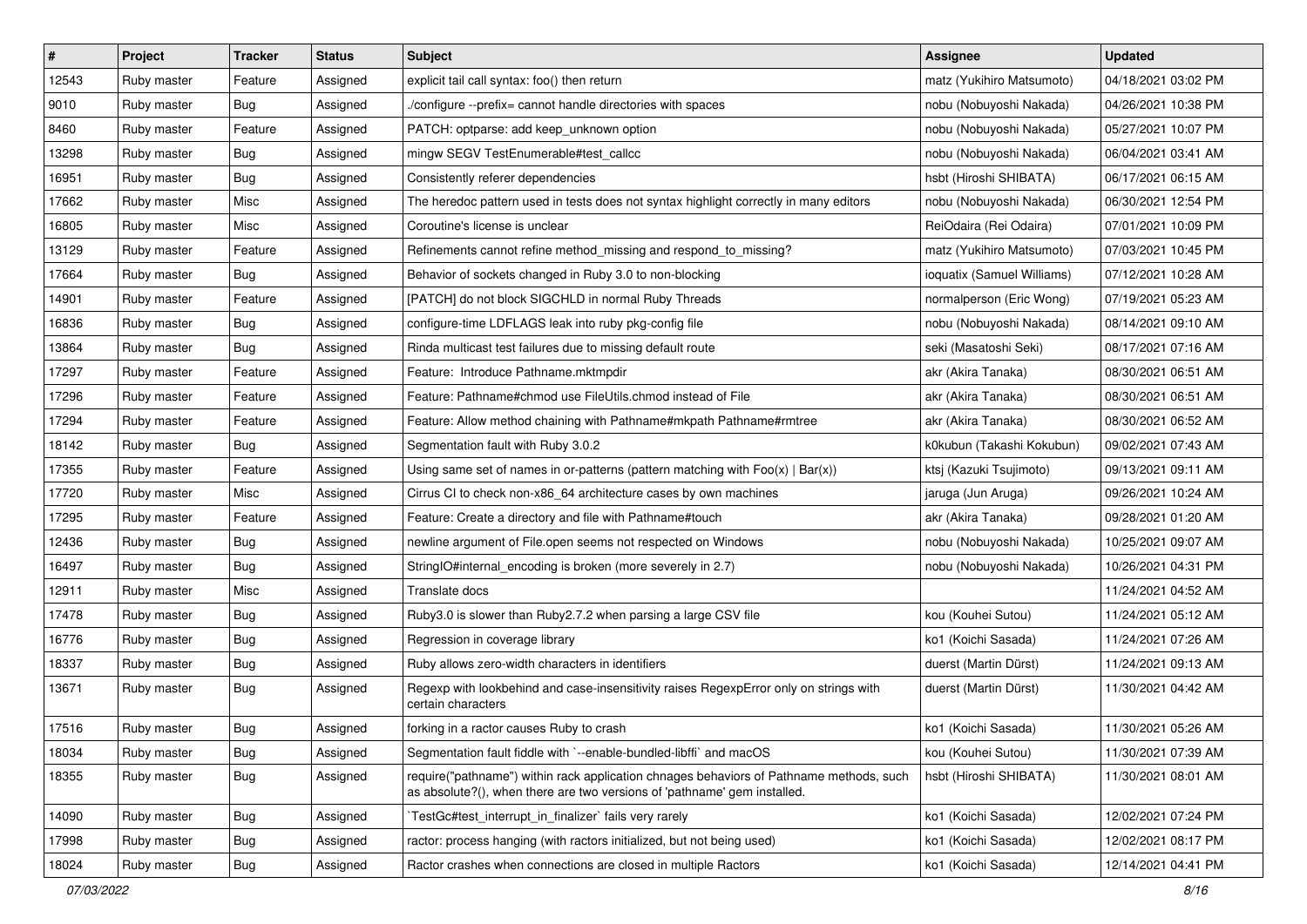| # | Project | Tracker | Status | Subject | Assignee | Updated |
|---|---|---|---|---|---|---|
| 12543 | Ruby master | Feature | Assigned | explicit tail call syntax: foo() then return | matz (Yukihiro Matsumoto) | 04/18/2021 03:02 PM |
| 9010 | Ruby master | Bug | Assigned | ./configure --prefix= cannot handle directories with spaces | nobu (Nobuyoshi Nakada) | 04/26/2021 10:38 PM |
| 8460 | Ruby master | Feature | Assigned | PATCH: optparse: add keep_unknown option | nobu (Nobuyoshi Nakada) | 05/27/2021 10:07 PM |
| 13298 | Ruby master | Bug | Assigned | mingw SEGV TestEnumerable#test_callcc | nobu (Nobuyoshi Nakada) | 06/04/2021 03:41 AM |
| 16951 | Ruby master | Bug | Assigned | Consistently referer dependencies | hsbt (Hiroshi SHIBATA) | 06/17/2021 06:15 AM |
| 17662 | Ruby master | Misc | Assigned | The heredoc pattern used in tests does not syntax highlight correctly in many editors | nobu (Nobuyoshi Nakada) | 06/30/2021 12:54 PM |
| 16805 | Ruby master | Misc | Assigned | Coroutine's license is unclear | ReiOdaira (Rei Odaira) | 07/01/2021 10:09 PM |
| 13129 | Ruby master | Feature | Assigned | Refinements cannot refine method_missing and respond_to_missing? | matz (Yukihiro Matsumoto) | 07/03/2021 10:45 PM |
| 17664 | Ruby master | Bug | Assigned | Behavior of sockets changed in Ruby 3.0 to non-blocking | ioquatix (Samuel Williams) | 07/12/2021 10:28 AM |
| 14901 | Ruby master | Feature | Assigned | [PATCH] do not block SIGCHLD in normal Ruby Threads | normalperson (Eric Wong) | 07/19/2021 05:23 AM |
| 16836 | Ruby master | Bug | Assigned | configure-time LDFLAGS leak into ruby pkg-config file | nobu (Nobuyoshi Nakada) | 08/14/2021 09:10 AM |
| 13864 | Ruby master | Bug | Assigned | Rinda multicast test failures due to missing default route | seki (Masatoshi Seki) | 08/17/2021 07:16 AM |
| 17297 | Ruby master | Feature | Assigned | Feature: Introduce Pathname.mktmpdir | akr (Akira Tanaka) | 08/30/2021 06:51 AM |
| 17296 | Ruby master | Feature | Assigned | Feature: Pathname#chmod use FileUtils.chmod instead of File | akr (Akira Tanaka) | 08/30/2021 06:51 AM |
| 17294 | Ruby master | Feature | Assigned | Feature: Allow method chaining with Pathname#mkpath Pathname#rmtree | akr (Akira Tanaka) | 08/30/2021 06:52 AM |
| 18142 | Ruby master | Bug | Assigned | Segmentation fault with Ruby 3.0.2 | k0kubun (Takashi Kokubun) | 09/02/2021 07:43 AM |
| 17355 | Ruby master | Feature | Assigned | Using same set of names in or-patterns (pattern matching with Foo(x) \| Bar(x)) | ktsj (Kazuki Tsujimoto) | 09/13/2021 09:11 AM |
| 17720 | Ruby master | Misc | Assigned | Cirrus CI to check non-x86_64 architecture cases by own machines | jaruga (Jun Aruga) | 09/26/2021 10:24 AM |
| 17295 | Ruby master | Feature | Assigned | Feature: Create a directory and file with Pathname#touch | akr (Akira Tanaka) | 09/28/2021 01:20 AM |
| 12436 | Ruby master | Bug | Assigned | newline argument of File.open seems not respected on Windows | nobu (Nobuyoshi Nakada) | 10/25/2021 09:07 AM |
| 16497 | Ruby master | Bug | Assigned | StringIO#internal_encoding is broken (more severely in 2.7) | nobu (Nobuyoshi Nakada) | 10/26/2021 04:31 PM |
| 12911 | Ruby master | Misc | Assigned | Translate docs | | 11/24/2021 04:52 AM |
| 17478 | Ruby master | Bug | Assigned | Ruby3.0 is slower than Ruby2.7.2 when parsing a large CSV file | kou (Kouhei Sutou) | 11/24/2021 05:12 AM |
| 16776 | Ruby master | Bug | Assigned | Regression in coverage library | ko1 (Koichi Sasada) | 11/24/2021 07:26 AM |
| 18337 | Ruby master | Bug | Assigned | Ruby allows zero-width characters in identifiers | duerst (Martin Dürst) | 11/24/2021 09:13 AM |
| 13671 | Ruby master | Bug | Assigned | Regexp with lookbehind and case-insensitivity raises RegexpError only on strings with certain characters | duerst (Martin Dürst) | 11/30/2021 04:42 AM |
| 17516 | Ruby master | Bug | Assigned | forking in a ractor causes Ruby to crash | ko1 (Koichi Sasada) | 11/30/2021 05:26 AM |
| 18034 | Ruby master | Bug | Assigned | Segmentation fault fiddle with `--enable-bundled-libffi` and macOS | kou (Kouhei Sutou) | 11/30/2021 07:39 AM |
| 18355 | Ruby master | Bug | Assigned | require("pathname") within rack application chnages behaviors of Pathname methods, such as absolute?(), when there are two versions of 'pathname' gem installed. | hsbt (Hiroshi SHIBATA) | 11/30/2021 08:01 AM |
| 14090 | Ruby master | Bug | Assigned | `TestGc#test_interrupt_in_finalizer` fails very rarely | ko1 (Koichi Sasada) | 12/02/2021 07:24 PM |
| 17998 | Ruby master | Bug | Assigned | ractor: process hanging (with ractors initialized, but not being used) | ko1 (Koichi Sasada) | 12/02/2021 08:17 PM |
| 18024 | Ruby master | Bug | Assigned | Ractor crashes when connections are closed in multiple Ractors | ko1 (Koichi Sasada) | 12/14/2021 04:41 PM |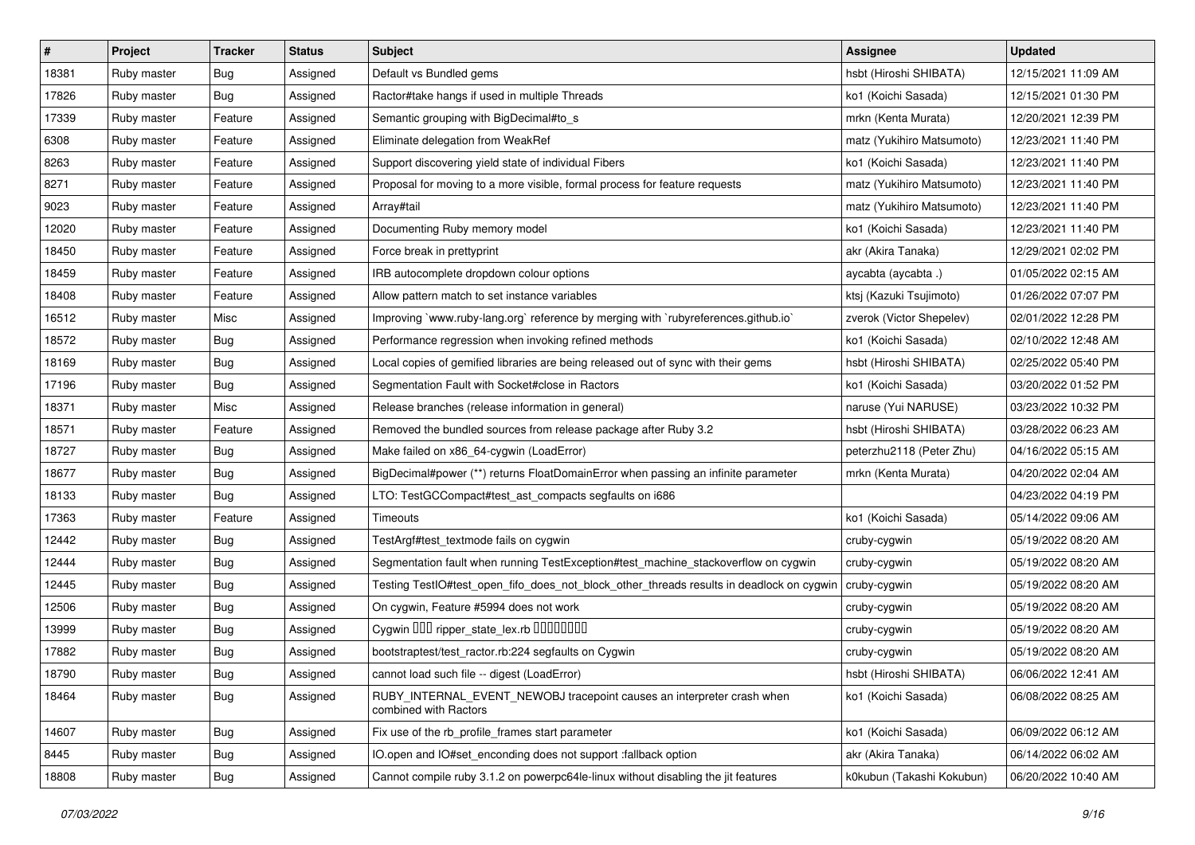| # | Project | Tracker | Status | Subject | Assignee | Updated |
|---|---|---|---|---|---|---|
| 18381 | Ruby master | Bug | Assigned | Default vs Bundled gems | hsbt (Hiroshi SHIBATA) | 12/15/2021 11:09 AM |
| 17826 | Ruby master | Bug | Assigned | Ractor#take hangs if used in multiple Threads | ko1 (Koichi Sasada) | 12/15/2021 01:30 PM |
| 17339 | Ruby master | Feature | Assigned | Semantic grouping with BigDecimal#to_s | mrkn (Kenta Murata) | 12/20/2021 12:39 PM |
| 6308 | Ruby master | Feature | Assigned | Eliminate delegation from WeakRef | matz (Yukihiro Matsumoto) | 12/23/2021 11:40 PM |
| 8263 | Ruby master | Feature | Assigned | Support discovering yield state of individual Fibers | ko1 (Koichi Sasada) | 12/23/2021 11:40 PM |
| 8271 | Ruby master | Feature | Assigned | Proposal for moving to a more visible, formal process for feature requests | matz (Yukihiro Matsumoto) | 12/23/2021 11:40 PM |
| 9023 | Ruby master | Feature | Assigned | Array#tail | matz (Yukihiro Matsumoto) | 12/23/2021 11:40 PM |
| 12020 | Ruby master | Feature | Assigned | Documenting Ruby memory model | ko1 (Koichi Sasada) | 12/23/2021 11:40 PM |
| 18450 | Ruby master | Feature | Assigned | Force break in prettyprint | akr (Akira Tanaka) | 12/29/2021 02:02 PM |
| 18459 | Ruby master | Feature | Assigned | IRB autocomplete dropdown colour options | aycabta (aycabta .) | 01/05/2022 02:15 AM |
| 18408 | Ruby master | Feature | Assigned | Allow pattern match to set instance variables | ktsj (Kazuki Tsujimoto) | 01/26/2022 07:07 PM |
| 16512 | Ruby master | Misc | Assigned | Improving `www.ruby-lang.org` reference by merging with `rubyreferences.github.io` | zverok (Victor Shepelev) | 02/01/2022 12:28 PM |
| 18572 | Ruby master | Bug | Assigned | Performance regression when invoking refined methods | ko1 (Koichi Sasada) | 02/10/2022 12:48 AM |
| 18169 | Ruby master | Bug | Assigned | Local copies of gemified libraries are being released out of sync with their gems | hsbt (Hiroshi SHIBATA) | 02/25/2022 05:40 PM |
| 17196 | Ruby master | Bug | Assigned | Segmentation Fault with Socket#close in Ractors | ko1 (Koichi Sasada) | 03/20/2022 01:52 PM |
| 18371 | Ruby master | Misc | Assigned | Release branches (release information in general) | naruse (Yui NARUSE) | 03/23/2022 10:32 PM |
| 18571 | Ruby master | Feature | Assigned | Removed the bundled sources from release package after Ruby 3.2 | hsbt (Hiroshi SHIBATA) | 03/28/2022 06:23 AM |
| 18727 | Ruby master | Bug | Assigned | Make failed on x86_64-cygwin (LoadError) | peterzhu2118 (Peter Zhu) | 04/16/2022 05:15 AM |
| 18677 | Ruby master | Bug | Assigned | BigDecimal#power (**) returns FloatDomainError when passing an infinite parameter | mrkn (Kenta Murata) | 04/20/2022 02:04 AM |
| 18133 | Ruby master | Bug | Assigned | LTO: TestGCCompact#test_ast_compacts segfaults on i686 | | 04/23/2022 04:19 PM |
| 17363 | Ruby master | Feature | Assigned | Timeouts | ko1 (Koichi Sasada) | 05/14/2022 09:06 AM |
| 12442 | Ruby master | Bug | Assigned | TestArgf#test_textmode fails on cygwin | cruby-cygwin | 05/19/2022 08:20 AM |
| 12444 | Ruby master | Bug | Assigned | Segmentation fault when running TestException#test_machine_stackoverflow on cygwin | cruby-cygwin | 05/19/2022 08:20 AM |
| 12445 | Ruby master | Bug | Assigned | Testing TestIO#test_open_fifo_does_not_block_other_threads results in deadlock on cygwin | cruby-cygwin | 05/19/2022 08:20 AM |
| 12506 | Ruby master | Bug | Assigned | On cygwin, Feature #5994 does not work | cruby-cygwin | 05/19/2022 08:20 AM |
| 13999 | Ruby master | Bug | Assigned | Cygwin ��� ripper_state_lex.rb �������� | cruby-cygwin | 05/19/2022 08:20 AM |
| 17882 | Ruby master | Bug | Assigned | bootstraptest/test_ractor.rb:224 segfaults on Cygwin | cruby-cygwin | 05/19/2022 08:20 AM |
| 18790 | Ruby master | Bug | Assigned | cannot load such file -- digest (LoadError) | hsbt (Hiroshi SHIBATA) | 06/06/2022 12:41 AM |
| 18464 | Ruby master | Bug | Assigned | RUBY_INTERNAL_EVENT_NEWOBJ tracepoint causes an interpreter crash when combined with Ractors | ko1 (Koichi Sasada) | 06/08/2022 08:25 AM |
| 14607 | Ruby master | Bug | Assigned | Fix use of the rb_profile_frames start parameter | ko1 (Koichi Sasada) | 06/09/2022 06:12 AM |
| 8445 | Ruby master | Bug | Assigned | IO.open and IO#set_enconding does not support :fallback option | akr (Akira Tanaka) | 06/14/2022 06:02 AM |
| 18808 | Ruby master | Bug | Assigned | Cannot compile ruby 3.1.2 on powerpc64le-linux without disabling the jit features | k0kubun (Takashi Kokubun) | 06/20/2022 10:40 AM |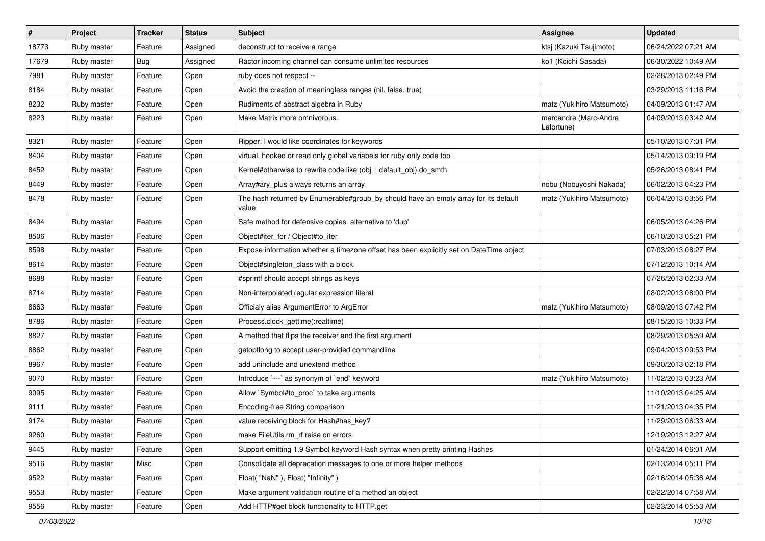| # | Project | Tracker | Status | Subject | Assignee | Updated |
|---|---|---|---|---|---|---|
| 18773 | Ruby master | Feature | Assigned | deconstruct to receive a range | ktsj (Kazuki Tsujimoto) | 06/24/2022 07:21 AM |
| 17679 | Ruby master | Bug | Assigned | Ractor incoming channel can consume unlimited resources | ko1 (Koichi Sasada) | 06/30/2022 10:49 AM |
| 7981 | Ruby master | Feature | Open | ruby does not respect -- | | 02/28/2013 02:49 PM |
| 8184 | Ruby master | Feature | Open | Avoid the creation of meaningless ranges (nil, false, true) | | 03/29/2013 11:16 PM |
| 8232 | Ruby master | Feature | Open | Rudiments of abstract algebra in Ruby | matz (Yukihiro Matsumoto) | 04/09/2013 01:47 AM |
| 8223 | Ruby master | Feature | Open | Make Matrix more omnivorous. | marcandre (Marc-Andre Lafortune) | 04/09/2013 03:42 AM |
| 8321 | Ruby master | Feature | Open | Ripper: I would like coordinates for keywords | | 05/10/2013 07:01 PM |
| 8404 | Ruby master | Feature | Open | virtual, hooked or read only global variabels for ruby only code too | | 05/14/2013 09:19 PM |
| 8452 | Ruby master | Feature | Open | Kernel#otherwise to rewrite code like (obj \|\| default_obj).do_smth | | 05/26/2013 08:41 PM |
| 8449 | Ruby master | Feature | Open | Array#ary_plus always returns an array | nobu (Nobuyoshi Nakada) | 06/02/2013 04:23 PM |
| 8478 | Ruby master | Feature | Open | The hash returned by Enumerable#group_by should have an empty array for its default value | matz (Yukihiro Matsumoto) | 06/04/2013 03:56 PM |
| 8494 | Ruby master | Feature | Open | Safe method for defensive copies. alternative to 'dup' | | 06/05/2013 04:26 PM |
| 8506 | Ruby master | Feature | Open | Object#iter_for / Object#to_iter | | 06/10/2013 05:21 PM |
| 8598 | Ruby master | Feature | Open | Expose information whether a timezone offset has been explicitly set on DateTime object | | 07/03/2013 08:27 PM |
| 8614 | Ruby master | Feature | Open | Object#singleton_class with a block | | 07/12/2013 10:14 AM |
| 8688 | Ruby master | Feature | Open | #sprintf should accept strings as keys | | 07/26/2013 02:33 AM |
| 8714 | Ruby master | Feature | Open | Non-interpolated regular expression literal | | 08/02/2013 08:00 PM |
| 8663 | Ruby master | Feature | Open | Officialy alias ArgumentError to ArgError | matz (Yukihiro Matsumoto) | 08/09/2013 07:42 PM |
| 8786 | Ruby master | Feature | Open | Process.clock_gettime(:realtime) | | 08/15/2013 10:33 PM |
| 8827 | Ruby master | Feature | Open | A method that flips the receiver and the first argument | | 08/29/2013 05:59 AM |
| 8862 | Ruby master | Feature | Open | getoptlong to accept user-provided commandline | | 09/04/2013 09:53 PM |
| 8967 | Ruby master | Feature | Open | add uninclude and unextend method | | 09/30/2013 02:18 PM |
| 9070 | Ruby master | Feature | Open | Introduce `---` as synonym of `end` keyword | matz (Yukihiro Matsumoto) | 11/02/2013 03:23 AM |
| 9095 | Ruby master | Feature | Open | Allow `Symbol#to_proc` to take arguments | | 11/10/2013 04:25 AM |
| 9111 | Ruby master | Feature | Open | Encoding-free String comparison | | 11/21/2013 04:35 PM |
| 9174 | Ruby master | Feature | Open | value receiving block for Hash#has_key? | | 11/29/2013 06:33 AM |
| 9260 | Ruby master | Feature | Open | make FileUtils.rm_rf raise on errors | | 12/19/2013 12:27 AM |
| 9445 | Ruby master | Feature | Open | Support emitting 1.9 Symbol keyword Hash syntax when pretty printing Hashes | | 01/24/2014 06:01 AM |
| 9516 | Ruby master | Misc | Open | Consolidate all deprecation messages to one or more helper methods | | 02/13/2014 05:11 PM |
| 9522 | Ruby master | Feature | Open | Float( "NaN" ), Float( "Infinity" ) | | 02/16/2014 05:36 AM |
| 9553 | Ruby master | Feature | Open | Make argument validation routine of a method an object | | 02/22/2014 07:58 AM |
| 9556 | Ruby master | Feature | Open | Add HTTP#get block functionality to HTTP.get | | 02/23/2014 05:53 AM |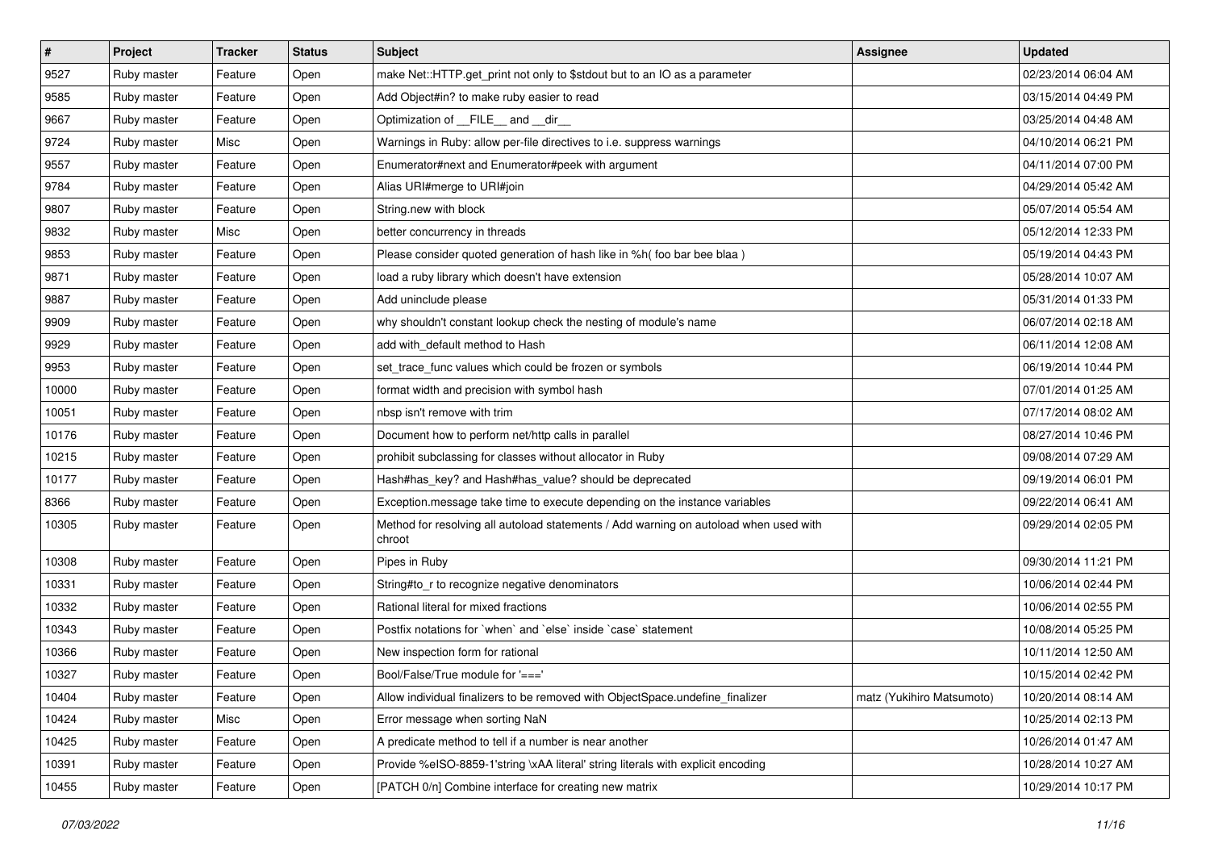| # | Project | Tracker | Status | Subject | Assignee | Updated |
|---|---|---|---|---|---|---|
| 9527 | Ruby master | Feature | Open | make Net::HTTP.get_print not only to $stdout but to an IO as a parameter | | 02/23/2014 06:04 AM |
| 9585 | Ruby master | Feature | Open | Add Object#in? to make ruby easier to read | | 03/15/2014 04:49 PM |
| 9667 | Ruby master | Feature | Open | Optimization of __FILE__ and __dir__ | | 03/25/2014 04:48 AM |
| 9724 | Ruby master | Misc | Open | Warnings in Ruby: allow per-file directives to i.e. suppress warnings | | 04/10/2014 06:21 PM |
| 9557 | Ruby master | Feature | Open | Enumerator#next and Enumerator#peek with argument | | 04/11/2014 07:00 PM |
| 9784 | Ruby master | Feature | Open | Alias URI#merge to URI#join | | 04/29/2014 05:42 AM |
| 9807 | Ruby master | Feature | Open | String.new with block | | 05/07/2014 05:54 AM |
| 9832 | Ruby master | Misc | Open | better concurrency in threads | | 05/12/2014 12:33 PM |
| 9853 | Ruby master | Feature | Open | Please consider quoted generation of hash like in %h( foo bar bee blaa ) | | 05/19/2014 04:43 PM |
| 9871 | Ruby master | Feature | Open | load a ruby library which doesn't have extension | | 05/28/2014 10:07 AM |
| 9887 | Ruby master | Feature | Open | Add uninclude please | | 05/31/2014 01:33 PM |
| 9909 | Ruby master | Feature | Open | why shouldn't constant lookup check the nesting of module's name | | 06/07/2014 02:18 AM |
| 9929 | Ruby master | Feature | Open | add with_default method to Hash | | 06/11/2014 12:08 AM |
| 9953 | Ruby master | Feature | Open | set_trace_func values which could be frozen or symbols | | 06/19/2014 10:44 PM |
| 10000 | Ruby master | Feature | Open | format width and precision with symbol hash | | 07/01/2014 01:25 AM |
| 10051 | Ruby master | Feature | Open | nbsp isn't remove with trim | | 07/17/2014 08:02 AM |
| 10176 | Ruby master | Feature | Open | Document how to perform net/http calls in parallel | | 08/27/2014 10:46 PM |
| 10215 | Ruby master | Feature | Open | prohibit subclassing for classes without allocator in Ruby | | 09/08/2014 07:29 AM |
| 10177 | Ruby master | Feature | Open | Hash#has_key? and Hash#has_value? should be deprecated | | 09/19/2014 06:01 PM |
| 8366 | Ruby master | Feature | Open | Exception.message take time to execute depending on the instance variables | | 09/22/2014 06:41 AM |
| 10305 | Ruby master | Feature | Open | Method for resolving all autoload statements / Add warning on autoload when used with chroot | | 09/29/2014 02:05 PM |
| 10308 | Ruby master | Feature | Open | Pipes in Ruby | | 09/30/2014 11:21 PM |
| 10331 | Ruby master | Feature | Open | String#to_r to recognize negative denominators | | 10/06/2014 02:44 PM |
| 10332 | Ruby master | Feature | Open | Rational literal for mixed fractions | | 10/06/2014 02:55 PM |
| 10343 | Ruby master | Feature | Open | Postfix notations for `when` and `else` inside `case` statement | | 10/08/2014 05:25 PM |
| 10366 | Ruby master | Feature | Open | New inspection form for rational | | 10/11/2014 12:50 AM |
| 10327 | Ruby master | Feature | Open | Bool/False/True module for '===' | | 10/15/2014 02:42 PM |
| 10404 | Ruby master | Feature | Open | Allow individual finalizers to be removed with ObjectSpace.undefine_finalizer | matz (Yukihiro Matsumoto) | 10/20/2014 08:14 AM |
| 10424 | Ruby master | Misc | Open | Error message when sorting NaN | | 10/25/2014 02:13 PM |
| 10425 | Ruby master | Feature | Open | A predicate method to tell if a number is near another | | 10/26/2014 01:47 AM |
| 10391 | Ruby master | Feature | Open | Provide %eISO-8859-1'string \xAA literal' string literals with explicit encoding | | 10/28/2014 10:27 AM |
| 10455 | Ruby master | Feature | Open | [PATCH 0/n] Combine interface for creating new matrix | | 10/29/2014 10:17 PM |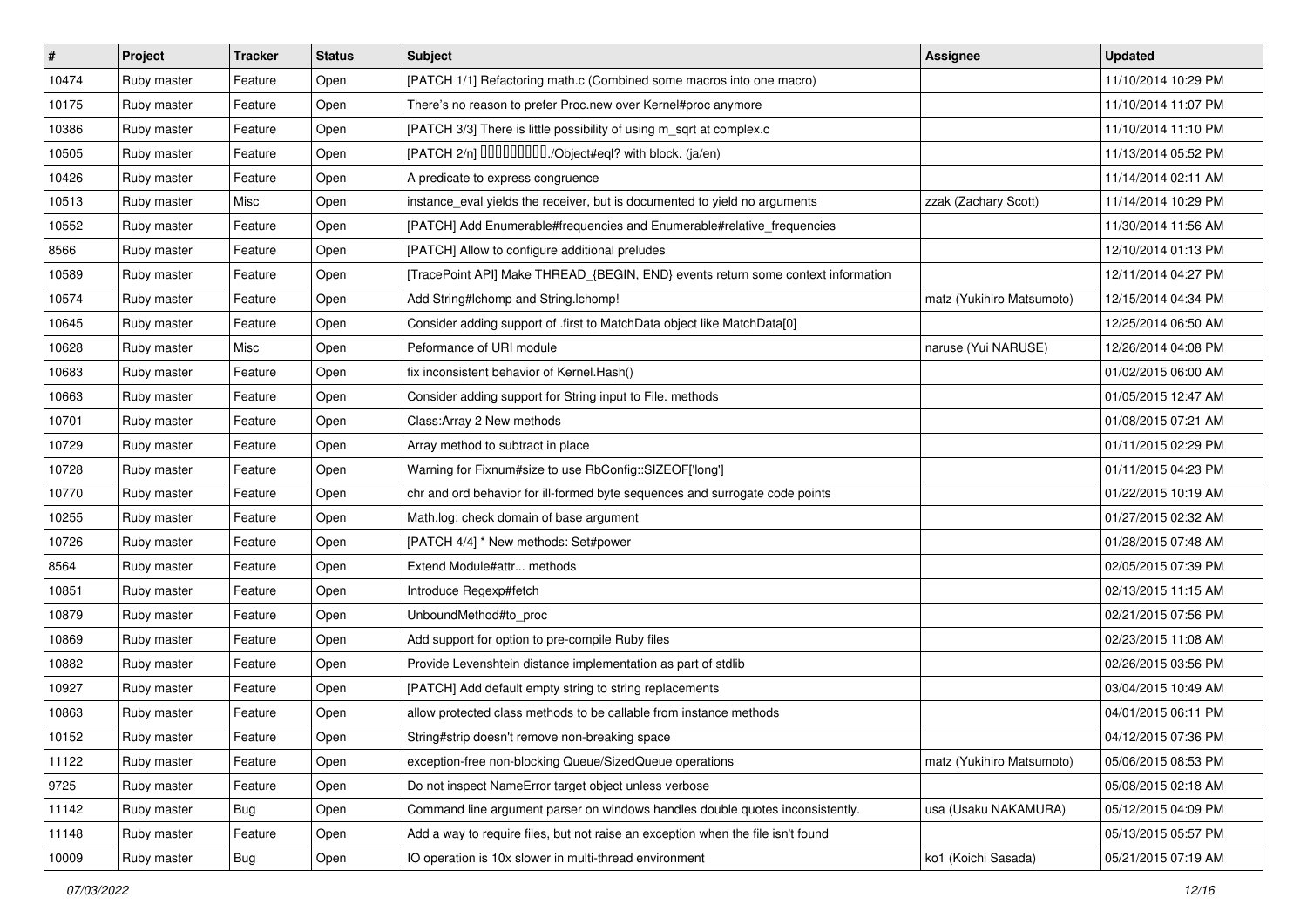| # | Project | Tracker | Status | Subject | Assignee | Updated |
|---|---|---|---|---|---|---|
| 10474 | Ruby master | Feature | Open | [PATCH 1/1] Refactoring math.c (Combined some macros into one macro) | | 11/10/2014 10:29 PM |
| 10175 | Ruby master | Feature | Open | There's no reason to prefer Proc.new over Kernel#proc anymore | | 11/10/2014 11:07 PM |
| 10386 | Ruby master | Feature | Open | [PATCH 3/3] There is little possibility of using m_sqrt at complex.c | | 11/10/2014 11:10 PM |
| 10505 | Ruby master | Feature | Open | [PATCH 2/n] □□□□□□□□□./Object#eql? with block. (ja/en) | | 11/13/2014 05:52 PM |
| 10426 | Ruby master | Feature | Open | A predicate to express congruence | | 11/14/2014 02:11 AM |
| 10513 | Ruby master | Misc | Open | instance_eval yields the receiver, but is documented to yield no arguments | zzak (Zachary Scott) | 11/14/2014 10:29 PM |
| 10552 | Ruby master | Feature | Open | [PATCH] Add Enumerable#frequencies and Enumerable#relative_frequencies | | 11/30/2014 11:56 AM |
| 8566 | Ruby master | Feature | Open | [PATCH] Allow to configure additional preludes | | 12/10/2014 01:13 PM |
| 10589 | Ruby master | Feature | Open | [TracePoint API] Make THREAD_{BEGIN, END} events return some context information | | 12/11/2014 04:27 PM |
| 10574 | Ruby master | Feature | Open | Add String#lchomp and String.lchomp! | matz (Yukihiro Matsumoto) | 12/15/2014 04:34 PM |
| 10645 | Ruby master | Feature | Open | Consider adding support of .first to MatchData object like MatchData[0] | | 12/25/2014 06:50 AM |
| 10628 | Ruby master | Misc | Open | Peformance of URI module | naruse (Yui NARUSE) | 12/26/2014 04:08 PM |
| 10683 | Ruby master | Feature | Open | fix inconsistent behavior of Kernel.Hash() | | 01/02/2015 06:00 AM |
| 10663 | Ruby master | Feature | Open | Consider adding support for String input to File. methods | | 01/05/2015 12:47 AM |
| 10701 | Ruby master | Feature | Open | Class:Array 2 New methods | | 01/08/2015 07:21 AM |
| 10729 | Ruby master | Feature | Open | Array method to subtract in place | | 01/11/2015 02:29 PM |
| 10728 | Ruby master | Feature | Open | Warning for Fixnum#size to use RbConfig::SIZEOF['long'] | | 01/11/2015 04:23 PM |
| 10770 | Ruby master | Feature | Open | chr and ord behavior for ill-formed byte sequences and surrogate code points | | 01/22/2015 10:19 AM |
| 10255 | Ruby master | Feature | Open | Math.log: check domain of base argument | | 01/27/2015 02:32 AM |
| 10726 | Ruby master | Feature | Open | [PATCH 4/4] * New methods: Set#power | | 01/28/2015 07:48 AM |
| 8564 | Ruby master | Feature | Open | Extend Module#attr... methods | | 02/05/2015 07:39 PM |
| 10851 | Ruby master | Feature | Open | Introduce Regexp#fetch | | 02/13/2015 11:15 AM |
| 10879 | Ruby master | Feature | Open | UnboundMethod#to_proc | | 02/21/2015 07:56 PM |
| 10869 | Ruby master | Feature | Open | Add support for option to pre-compile Ruby files | | 02/23/2015 11:08 AM |
| 10882 | Ruby master | Feature | Open | Provide Levenshtein distance implementation as part of stdlib | | 02/26/2015 03:56 PM |
| 10927 | Ruby master | Feature | Open | [PATCH] Add default empty string to string replacements | | 03/04/2015 10:49 AM |
| 10863 | Ruby master | Feature | Open | allow protected class methods to be callable from instance methods | | 04/01/2015 06:11 PM |
| 10152 | Ruby master | Feature | Open | String#strip doesn't remove non-breaking space | | 04/12/2015 07:36 PM |
| 11122 | Ruby master | Feature | Open | exception-free non-blocking Queue/SizedQueue operations | matz (Yukihiro Matsumoto) | 05/06/2015 08:53 PM |
| 9725 | Ruby master | Feature | Open | Do not inspect NameError target object unless verbose | | 05/08/2015 02:18 AM |
| 11142 | Ruby master | Bug | Open | Command line argument parser on windows handles double quotes inconsistently. | usa (Usaku NAKAMURA) | 05/12/2015 04:09 PM |
| 11148 | Ruby master | Feature | Open | Add a way to require files, but not raise an exception when the file isn't found | | 05/13/2015 05:57 PM |
| 10009 | Ruby master | Bug | Open | IO operation is 10x slower in multi-thread environment | ko1 (Koichi Sasada) | 05/21/2015 07:19 AM |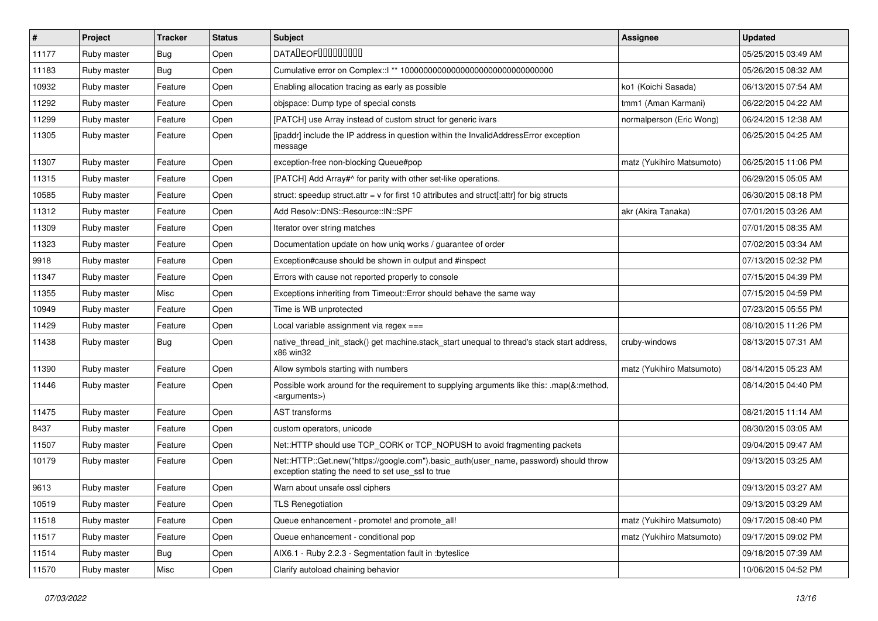| # | Project | Tracker | Status | Subject | Assignee | Updated |
|---|---|---|---|---|---|---|
| 11177 | Ruby master | Bug | Open | DATA�EOF���������� | | 05/25/2015 03:49 AM |
| 11183 | Ruby master | Bug | Open | Cumulative error on Complex::I ** 100000000000000000000000000000000 | | 05/26/2015 08:32 AM |
| 10932 | Ruby master | Feature | Open | Enabling allocation tracing as early as possible | ko1 (Koichi Sasada) | 06/13/2015 07:54 AM |
| 11292 | Ruby master | Feature | Open | objspace: Dump type of special consts | tmm1 (Aman Karmani) | 06/22/2015 04:22 AM |
| 11299 | Ruby master | Feature | Open | [PATCH] use Array instead of custom struct for generic ivars | normalperson (Eric Wong) | 06/24/2015 12:38 AM |
| 11305 | Ruby master | Feature | Open | [ipaddr] include the IP address in question within the InvalidAddressError exception message | | 06/25/2015 04:25 AM |
| 11307 | Ruby master | Feature | Open | exception-free non-blocking Queue#pop | matz (Yukihiro Matsumoto) | 06/25/2015 11:06 PM |
| 11315 | Ruby master | Feature | Open | [PATCH] Add Array#^ for parity with other set-like operations. | | 06/29/2015 05:05 AM |
| 10585 | Ruby master | Feature | Open | struct: speedup struct.attr = v for first 10 attributes and struct[:attr] for big structs | | 06/30/2015 08:18 PM |
| 11312 | Ruby master | Feature | Open | Add Resolv::DNS::Resource::IN::SPF | akr (Akira Tanaka) | 07/01/2015 03:26 AM |
| 11309 | Ruby master | Feature | Open | Iterator over string matches | | 07/01/2015 08:35 AM |
| 11323 | Ruby master | Feature | Open | Documentation update on how uniq works / guarantee of order | | 07/02/2015 03:34 AM |
| 9918 | Ruby master | Feature | Open | Exception#cause should be shown in output and #inspect | | 07/13/2015 02:32 PM |
| 11347 | Ruby master | Feature | Open | Errors with cause not reported properly to console | | 07/15/2015 04:39 PM |
| 11355 | Ruby master | Misc | Open | Exceptions inheriting from Timeout::Error should behave the same way | | 07/15/2015 04:59 PM |
| 10949 | Ruby master | Feature | Open | Time is WB unprotected | | 07/23/2015 05:55 PM |
| 11429 | Ruby master | Feature | Open | Local variable assignment via regex === | | 08/10/2015 11:26 PM |
| 11438 | Ruby master | Bug | Open | native_thread_init_stack() get machine.stack_start unequal to thread's stack start address, x86 win32 | cruby-windows | 08/13/2015 07:31 AM |
| 11390 | Ruby master | Feature | Open | Allow symbols starting with numbers | matz (Yukihiro Matsumoto) | 08/14/2015 05:23 AM |
| 11446 | Ruby master | Feature | Open | Possible work around for the requirement to supplying arguments like this: .map(&:method, <arguments>) | | 08/14/2015 04:40 PM |
| 11475 | Ruby master | Feature | Open | AST transforms | | 08/21/2015 11:14 AM |
| 8437 | Ruby master | Feature | Open | custom operators, unicode | | 08/30/2015 03:05 AM |
| 11507 | Ruby master | Feature | Open | Net::HTTP should use TCP_CORK or TCP_NOPUSH to avoid fragmenting packets | | 09/04/2015 09:47 AM |
| 10179 | Ruby master | Feature | Open | Net::HTTP::Get.new("https://google.com").basic_auth(user_name, password) should throw exception stating the need to set use_ssl to true | | 09/13/2015 03:25 AM |
| 9613 | Ruby master | Feature | Open | Warn about unsafe ossl ciphers | | 09/13/2015 03:27 AM |
| 10519 | Ruby master | Feature | Open | TLS Renegotiation | | 09/13/2015 03:29 AM |
| 11518 | Ruby master | Feature | Open | Queue enhancement - promote! and promote_all! | matz (Yukihiro Matsumoto) | 09/17/2015 08:40 PM |
| 11517 | Ruby master | Feature | Open | Queue enhancement - conditional pop | matz (Yukihiro Matsumoto) | 09/17/2015 09:02 PM |
| 11514 | Ruby master | Bug | Open | AIX6.1 - Ruby 2.2.3 - Segmentation fault in :byteslice | | 09/18/2015 07:39 AM |
| 11570 | Ruby master | Misc | Open | Clarify autoload chaining behavior | | 10/06/2015 04:52 PM |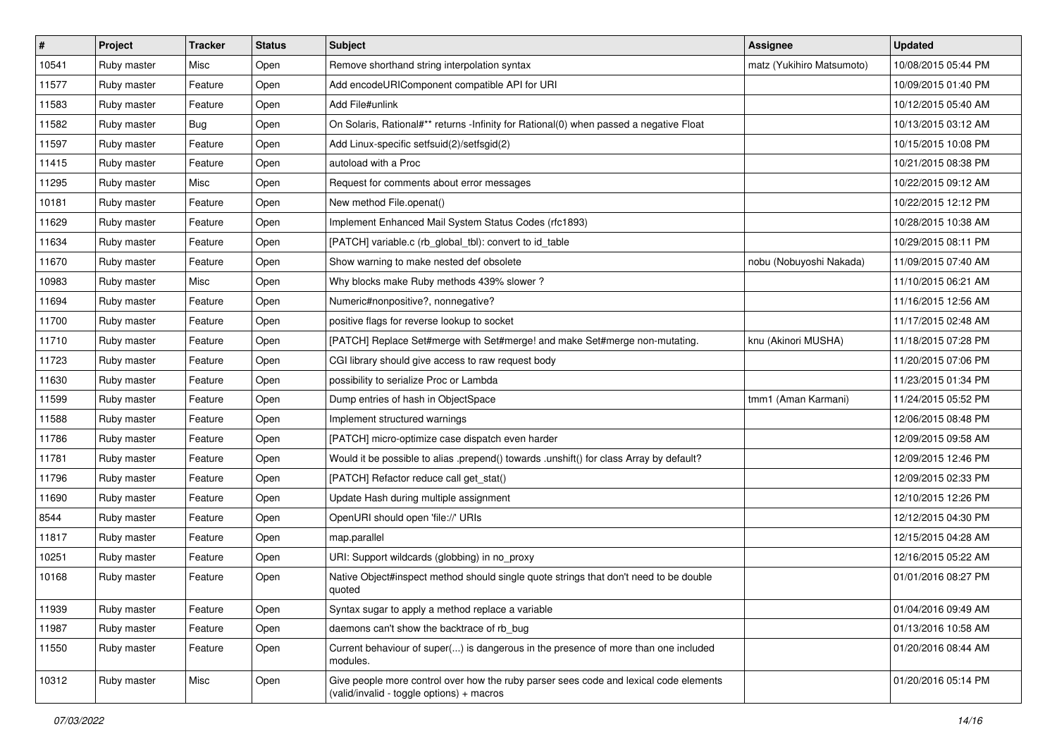| # | Project | Tracker | Status | Subject | Assignee | Updated |
|---|---|---|---|---|---|---|
| 10541 | Ruby master | Misc | Open | Remove shorthand string interpolation syntax | matz (Yukihiro Matsumoto) | 10/08/2015 05:44 PM |
| 11577 | Ruby master | Feature | Open | Add encodeURIComponent compatible API for URI | | 10/09/2015 01:40 PM |
| 11583 | Ruby master | Feature | Open | Add File#unlink | | 10/12/2015 05:40 AM |
| 11582 | Ruby master | Bug | Open | On Solaris, Rational#** returns -Infinity for Rational(0) when passed a negative Float | | 10/13/2015 03:12 AM |
| 11597 | Ruby master | Feature | Open | Add Linux-specific setfsuid(2)/setfsgid(2) | | 10/15/2015 10:08 PM |
| 11415 | Ruby master | Feature | Open | autoload with a Proc | | 10/21/2015 08:38 PM |
| 11295 | Ruby master | Misc | Open | Request for comments about error messages | | 10/22/2015 09:12 AM |
| 10181 | Ruby master | Feature | Open | New method File.openat() | | 10/22/2015 12:12 PM |
| 11629 | Ruby master | Feature | Open | Implement Enhanced Mail System Status Codes (rfc1893) | | 10/28/2015 10:38 AM |
| 11634 | Ruby master | Feature | Open | [PATCH] variable.c (rb_global_tbl): convert to id_table | | 10/29/2015 08:11 PM |
| 11670 | Ruby master | Feature | Open | Show warning to make nested def obsolete | nobu (Nobuyoshi Nakada) | 11/09/2015 07:40 AM |
| 10983 | Ruby master | Misc | Open | Why blocks make Ruby methods 439% slower ? | | 11/10/2015 06:21 AM |
| 11694 | Ruby master | Feature | Open | Numeric#nonpositive?, nonnegative? | | 11/16/2015 12:56 AM |
| 11700 | Ruby master | Feature | Open | positive flags for reverse lookup to socket | | 11/17/2015 02:48 AM |
| 11710 | Ruby master | Feature | Open | [PATCH] Replace Set#merge with Set#merge! and make Set#merge non-mutating. | knu (Akinori MUSHA) | 11/18/2015 07:28 PM |
| 11723 | Ruby master | Feature | Open | CGI library should give access to raw request body | | 11/20/2015 07:06 PM |
| 11630 | Ruby master | Feature | Open | possibility to serialize Proc or Lambda | | 11/23/2015 01:34 PM |
| 11599 | Ruby master | Feature | Open | Dump entries of hash in ObjectSpace | tmm1 (Aman Karmani) | 11/24/2015 05:52 PM |
| 11588 | Ruby master | Feature | Open | Implement structured warnings | | 12/06/2015 08:48 PM |
| 11786 | Ruby master | Feature | Open | [PATCH] micro-optimize case dispatch even harder | | 12/09/2015 09:58 AM |
| 11781 | Ruby master | Feature | Open | Would it be possible to alias .prepend() towards .unshift() for class Array by default? | | 12/09/2015 12:46 PM |
| 11796 | Ruby master | Feature | Open | [PATCH] Refactor reduce call get_stat() | | 12/09/2015 02:33 PM |
| 11690 | Ruby master | Feature | Open | Update Hash during multiple assignment | | 12/10/2015 12:26 PM |
| 8544 | Ruby master | Feature | Open | OpenURI should open 'file://' URIs | | 12/12/2015 04:30 PM |
| 11817 | Ruby master | Feature | Open | map.parallel | | 12/15/2015 04:28 AM |
| 10251 | Ruby master | Feature | Open | URI: Support wildcards (globbing) in no_proxy | | 12/16/2015 05:22 AM |
| 10168 | Ruby master | Feature | Open | Native Object#inspect method should single quote strings that don't need to be double quoted | | 01/01/2016 08:27 PM |
| 11939 | Ruby master | Feature | Open | Syntax sugar to apply a method replace a variable | | 01/04/2016 09:49 AM |
| 11987 | Ruby master | Feature | Open | daemons can't show the backtrace of rb_bug | | 01/13/2016 10:58 AM |
| 11550 | Ruby master | Feature | Open | Current behaviour of super(...) is dangerous in the presence of more than one included modules. | | 01/20/2016 08:44 AM |
| 10312 | Ruby master | Misc | Open | Give people more control over how the ruby parser sees code and lexical code elements (valid/invalid - toggle options) + macros | | 01/20/2016 05:14 PM |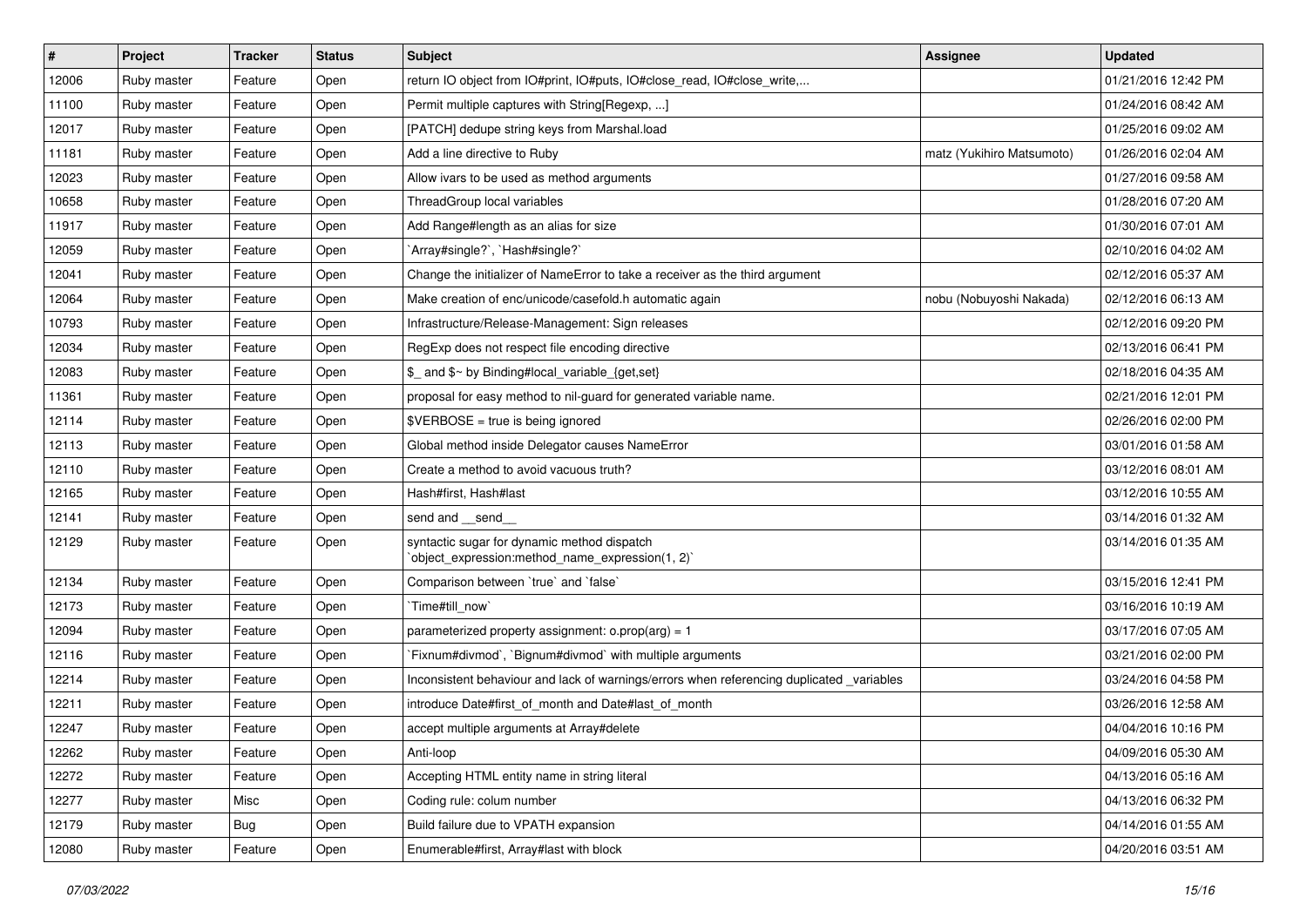| # | Project | Tracker | Status | Subject | Assignee | Updated |
|---|---|---|---|---|---|---|
| 12006 | Ruby master | Feature | Open | return IO object from IO#print, IO#puts, IO#close_read, IO#close_write,... | | 01/21/2016 12:42 PM |
| 11100 | Ruby master | Feature | Open | Permit multiple captures with String[Regexp, ...] | | 01/24/2016 08:42 AM |
| 12017 | Ruby master | Feature | Open | [PATCH] dedupe string keys from Marshal.load | | 01/25/2016 09:02 AM |
| 11181 | Ruby master | Feature | Open | Add a line directive to Ruby | matz (Yukihiro Matsumoto) | 01/26/2016 02:04 AM |
| 12023 | Ruby master | Feature | Open | Allow ivars to be used as method arguments | | 01/27/2016 09:58 AM |
| 10658 | Ruby master | Feature | Open | ThreadGroup local variables | | 01/28/2016 07:20 AM |
| 11917 | Ruby master | Feature | Open | Add Range#length as an alias for size | | 01/30/2016 07:01 AM |
| 12059 | Ruby master | Feature | Open | `Array#single?`, `Hash#single?` | | 02/10/2016 04:02 AM |
| 12041 | Ruby master | Feature | Open | Change the initializer of NameError to take a receiver as the third argument | | 02/12/2016 05:37 AM |
| 12064 | Ruby master | Feature | Open | Make creation of enc/unicode/casefold.h automatic again | nobu (Nobuyoshi Nakada) | 02/12/2016 06:13 AM |
| 10793 | Ruby master | Feature | Open | Infrastructure/Release-Management: Sign releases | | 02/12/2016 09:20 PM |
| 12034 | Ruby master | Feature | Open | RegExp does not respect file encoding directive | | 02/13/2016 06:41 PM |
| 12083 | Ruby master | Feature | Open | $_ and $~ by Binding#local_variable_{get,set} | | 02/18/2016 04:35 AM |
| 11361 | Ruby master | Feature | Open | proposal for easy method to nil-guard for generated variable name. | | 02/21/2016 12:01 PM |
| 12114 | Ruby master | Feature | Open | $VERBOSE = true is being ignored | | 02/26/2016 02:00 PM |
| 12113 | Ruby master | Feature | Open | Global method inside Delegator causes NameError | | 03/01/2016 01:58 AM |
| 12110 | Ruby master | Feature | Open | Create a method to avoid vacuous truth? | | 03/12/2016 08:01 AM |
| 12165 | Ruby master | Feature | Open | Hash#first, Hash#last | | 03/12/2016 10:55 AM |
| 12141 | Ruby master | Feature | Open | send and __send__ | | 03/14/2016 01:32 AM |
| 12129 | Ruby master | Feature | Open | syntactic sugar for dynamic method dispatch `object_expression:method_name_expression(1, 2)` | | 03/14/2016 01:35 AM |
| 12134 | Ruby master | Feature | Open | Comparison between `true` and `false` | | 03/15/2016 12:41 PM |
| 12173 | Ruby master | Feature | Open | `Time#till_now` | | 03/16/2016 10:19 AM |
| 12094 | Ruby master | Feature | Open | parameterized property assignment: o.prop(arg) = 1 | | 03/17/2016 07:05 AM |
| 12116 | Ruby master | Feature | Open | `Fixnum#divmod`, `Bignum#divmod` with multiple arguments | | 03/21/2016 02:00 PM |
| 12214 | Ruby master | Feature | Open | Inconsistent behaviour and lack of warnings/errors when referencing duplicated _variables | | 03/24/2016 04:58 PM |
| 12211 | Ruby master | Feature | Open | introduce Date#first_of_month and Date#last_of_month | | 03/26/2016 12:58 AM |
| 12247 | Ruby master | Feature | Open | accept multiple arguments at Array#delete | | 04/04/2016 10:16 PM |
| 12262 | Ruby master | Feature | Open | Anti-loop | | 04/09/2016 05:30 AM |
| 12272 | Ruby master | Feature | Open | Accepting HTML entity name in string literal | | 04/13/2016 05:16 AM |
| 12277 | Ruby master | Misc | Open | Coding rule: colum number | | 04/13/2016 06:32 PM |
| 12179 | Ruby master | Bug | Open | Build failure due to VPATH expansion | | 04/14/2016 01:55 AM |
| 12080 | Ruby master | Feature | Open | Enumerable#first, Array#last with block | | 04/20/2016 03:51 AM |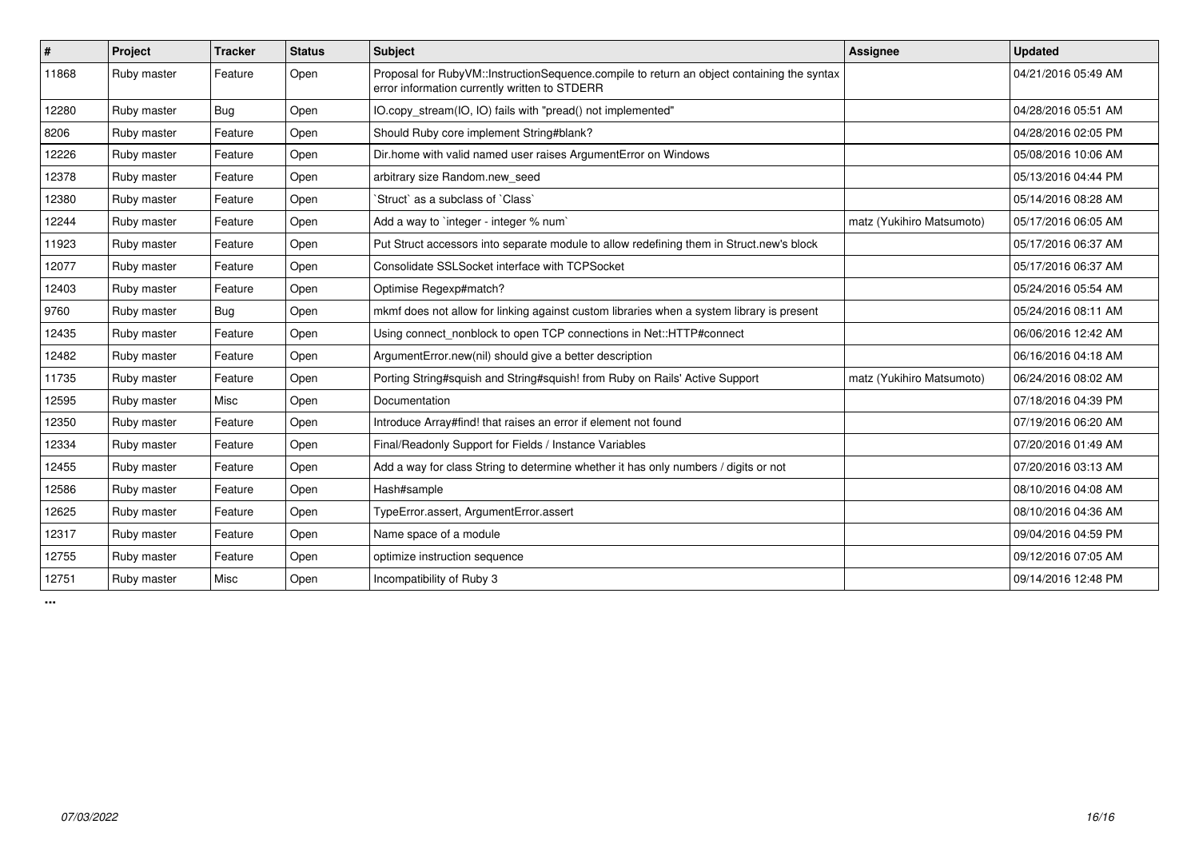| # | Project | Tracker | Status | Subject | Assignee | Updated |
|---|---|---|---|---|---|---|
| 11868 | Ruby master | Feature | Open | Proposal for RubyVM::InstructionSequence.compile to return an object containing the syntax error information currently written to STDERR | | 04/21/2016 05:49 AM |
| 12280 | Ruby master | Bug | Open | IO.copy_stream(IO, IO) fails with "pread() not implemented" | | 04/28/2016 05:51 AM |
| 8206 | Ruby master | Feature | Open | Should Ruby core implement String#blank? | | 04/28/2016 02:05 PM |
| 12226 | Ruby master | Feature | Open | Dir.home with valid named user raises ArgumentError on Windows | | 05/08/2016 10:06 AM |
| 12378 | Ruby master | Feature | Open | arbitrary size Random.new_seed | | 05/13/2016 04:44 PM |
| 12380 | Ruby master | Feature | Open | `Struct` as a subclass of `Class` | | 05/14/2016 08:28 AM |
| 12244 | Ruby master | Feature | Open | Add a way to `integer - integer % num` | matz (Yukihiro Matsumoto) | 05/17/2016 06:05 AM |
| 11923 | Ruby master | Feature | Open | Put Struct accessors into separate module to allow redefining them in Struct.new's block | | 05/17/2016 06:37 AM |
| 12077 | Ruby master | Feature | Open | Consolidate SSLSocket interface with TCPSocket | | 05/17/2016 06:37 AM |
| 12403 | Ruby master | Feature | Open | Optimise Regexp#match? | | 05/24/2016 05:54 AM |
| 9760 | Ruby master | Bug | Open | mkmf does not allow for linking against custom libraries when a system library is present | | 05/24/2016 08:11 AM |
| 12435 | Ruby master | Feature | Open | Using connect_nonblock to open TCP connections in Net::HTTP#connect | | 06/06/2016 12:42 AM |
| 12482 | Ruby master | Feature | Open | ArgumentError.new(nil) should give a better description | | 06/16/2016 04:18 AM |
| 11735 | Ruby master | Feature | Open | Porting String#squish and String#squish! from Ruby on Rails' Active Support | matz (Yukihiro Matsumoto) | 06/24/2016 08:02 AM |
| 12595 | Ruby master | Misc | Open | Documentation | | 07/18/2016 04:39 PM |
| 12350 | Ruby master | Feature | Open | Introduce Array#find! that raises an error if element not found | | 07/19/2016 06:20 AM |
| 12334 | Ruby master | Feature | Open | Final/Readonly Support for Fields / Instance Variables | | 07/20/2016 01:49 AM |
| 12455 | Ruby master | Feature | Open | Add a way for class String to determine whether it has only numbers / digits or not | | 07/20/2016 03:13 AM |
| 12586 | Ruby master | Feature | Open | Hash#sample | | 08/10/2016 04:08 AM |
| 12625 | Ruby master | Feature | Open | TypeError.assert, ArgumentError.assert | | 08/10/2016 04:36 AM |
| 12317 | Ruby master | Feature | Open | Name space of a module | | 09/04/2016 04:59 PM |
| 12755 | Ruby master | Feature | Open | optimize instruction sequence | | 09/12/2016 07:05 AM |
| 12751 | Ruby master | Misc | Open | Incompatibility of Ruby 3 | | 09/14/2016 12:48 PM |

...